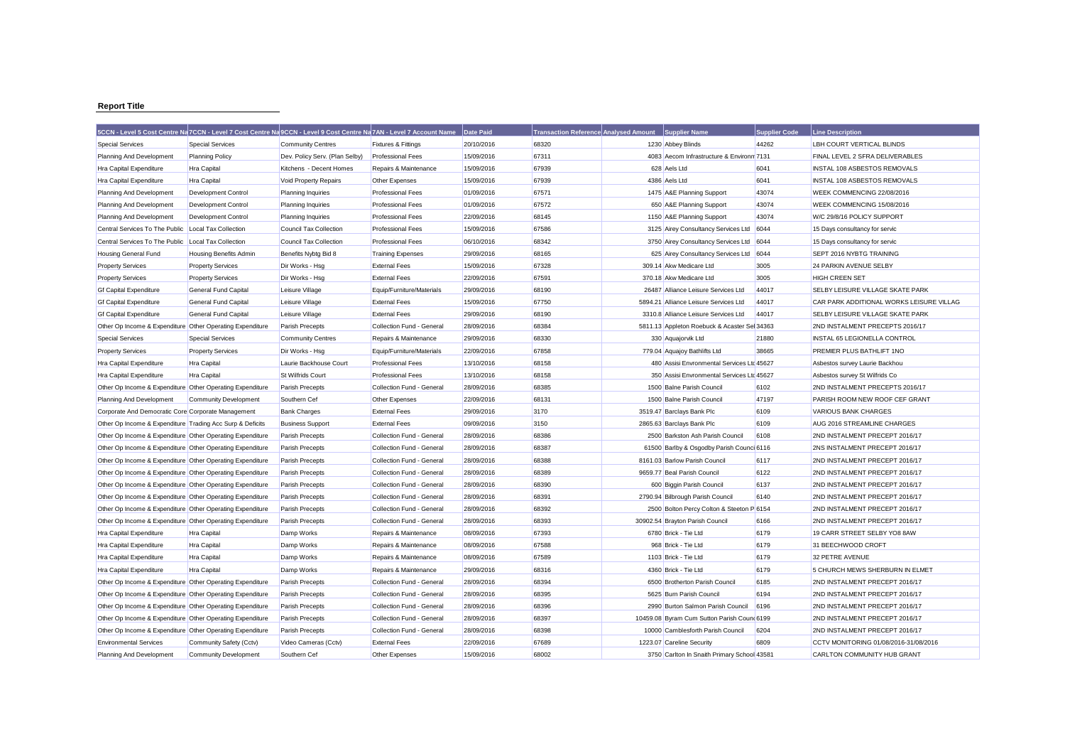**Report Title**

| 5CCN - Level 5 Cost Centre Na | 7CCN - Level 7 Cost Centre Na | 9CCN - Level 9 Cost Centre Na | 7AN - Level 7 Account Name | Date Paid | Transaction Reference | Analysed Amount | Supplier Name | Supplier Code | Line Description |
|---|---|---|---|---|---|---|---|---|---|
| Special Services | Special Services | Community Centres | Fixtures & Fittings | 20/10/2016 | 68320 | 1230 | Abbey Blinds | 44262 | LBH COURT VERTICAL BLINDS |
| Planning And Development | Planning Policy | Dev. Policy Serv. (Plan Selby) | Professional Fees | 15/09/2016 | 67311 | 4083 | Aecom Infrastructure & Environm | 7131 | FINAL LEVEL 2 SFRA DELIVERABLES |
| Hra Capital Expenditure | Hra Capital | Kitchens - Decent Homes | Repairs & Maintenance | 15/09/2016 | 67939 | 628 | Aels Ltd | 6041 | INSTAL 108 ASBESTOS REMOVALS |
| Hra Capital Expenditure | Hra Capital | Void Property Repairs | Other Expenses | 15/09/2016 | 67939 | 4386 | Aels Ltd | 6041 | INSTAL 108 ASBESTOS REMOVALS |
| Planning And Development | Development Control | Planning Inquiries | Professional Fees | 01/09/2016 | 67571 | 1475 | A&E Planning Support | 43074 | WEEK COMMENCING 22/08/2016 |
| Planning And Development | Development Control | Planning Inquiries | Professional Fees | 01/09/2016 | 67572 | 650 | A&E Planning Support | 43074 | WEEK COMMENCING 15/08/2016 |
| Planning And Development | Development Control | Planning Inquiries | Professional Fees | 22/09/2016 | 68145 | 1150 | A&E Planning Support | 43074 | W/C 29/8/16 POLICY SUPPORT |
| Central Services To The Public | Local Tax Collection | Council Tax Collection | Professional Fees | 15/09/2016 | 67586 | 3125 | Airey Consultancy Services Ltd | 6044 | 15 Days consultancy for servic |
| Central Services To The Public | Local Tax Collection | Council Tax Collection | Professional Fees | 06/10/2016 | 68342 | 3750 | Airey Consultancy Services Ltd | 6044 | 15 Days consultancy for servic |
| Housing General Fund | Housing Benefits Admin | Benefits Nybtg Bid 8 | Training Expenses | 29/09/2016 | 68165 | 625 | Airey Consultancy Services Ltd | 6044 | SEPT 2016 NYBTG TRAINING |
| Property Services | Property Services | Dir Works - Hsg | External Fees | 15/09/2016 | 67328 | 309.14 | Akw Medicare Ltd | 3005 | 24 PARKIN AVENUE SELBY |
| Property Services | Property Services | Dir Works - Hsg | External Fees | 22/09/2016 | 67591 | 370.18 | Akw Medicare Ltd | 3005 | HIGH CREEN SET |
| Gf Capital Expenditure | General Fund Capital | Leisure Village | Equip/Furniture/Materials | 29/09/2016 | 68190 | 26487 | Alliance Leisure Services Ltd | 44017 | SELBY LEISURE VILLAGE SKATE PARK |
| Gf Capital Expenditure | General Fund Capital | Leisure Village | External Fees | 15/09/2016 | 67750 | 5894.21 | Alliance Leisure Services Ltd | 44017 | CAR PARK ADDITIONAL WORKS LEISURE VILLAG |
| Gf Capital Expenditure | General Fund Capital | Leisure Village | External Fees | 29/09/2016 | 68190 | 3310.8 | Alliance Leisure Services Ltd | 44017 | SELBY LEISURE VILLAGE SKATE PARK |
| Other Op Income & Expenditure | Other Operating Expenditure | Parish Precepts | Collection Fund - General | 28/09/2016 | 68384 | 5811.13 | Appleton Roebuck & Acaster Sel | 34363 | 2ND INSTALMENT PRECEPTS 2016/17 |
| Special Services | Special Services | Community Centres | Repairs & Maintenance | 29/09/2016 | 68330 | 330 | Aquajorvik Ltd | 21880 | INSTAL 65 LEGIONELLA CONTROL |
| Property Services | Property Services | Dir Works - Hsg | Equip/Furniture/Materials | 22/09/2016 | 67858 | 779.04 | Aquajoy Bathlifts Ltd | 38665 | PREMIER PLUS BATHLIFT 1NO |
| Hra Capital Expenditure | Hra Capital | Laurie Backhouse Court | Professional Fees | 13/10/2016 | 68158 | 480 | Assisi Envronmental Services Ltd | 45627 | Asbestos survey Laurie Backhou |
| Hra Capital Expenditure | Hra Capital | St Wilfrids Court | Professional Fees | 13/10/2016 | 68158 | 350 | Assisi Envronmental Services Ltd | 45627 | Asbestos survey St Wilfrids Co |
| Other Op Income & Expenditure | Other Operating Expenditure | Parish Precepts | Collection Fund - General | 28/09/2016 | 68385 | 1500 | Balne Parish Council | 6102 | 2ND INSTALMENT PRECEPTS 2016/17 |
| Planning And Development | Community Development | Southern Cef | Other Expenses | 22/09/2016 | 68131 | 1500 | Balne Parish Council | 47197 | PARISH ROOM NEW ROOF CEF GRANT |
| Corporate And Democratic Core | Corporate Management | Bank Charges | External Fees | 29/09/2016 | 3170 | 3519.47 | Barclays Bank Plc | 6109 | VARIOUS BANK CHARGES |
| Other Op Income & Expenditure | Trading Acc Surp & Deficits | Business Support | External Fees | 09/09/2016 | 3150 | 2865.63 | Barclays Bank Plc | 6109 | AUG 2016 STREAMLINE CHARGES |
| Other Op Income & Expenditure | Other Operating Expenditure | Parish Precepts | Collection Fund - General | 28/09/2016 | 68386 | 2500 | Barkston Ash Parish Council | 6108 | 2ND INSTALMENT PRECEPT 2016/17 |
| Other Op Income & Expenditure | Other Operating Expenditure | Parish Precepts | Collection Fund - General | 28/09/2016 | 68387 | 61500 | Barlby & Osgodby Parish Counci | 6116 | 2NS INSTALMENT PRECEPT 2016/17 |
| Other Op Income & Expenditure | Other Operating Expenditure | Parish Precepts | Collection Fund - General | 28/09/2016 | 68388 | 8161.03 | Barlow Parish Council | 6117 | 2ND INSTALMENT PRECEPT 2016/17 |
| Other Op Income & Expenditure | Other Operating Expenditure | Parish Precepts | Collection Fund - General | 28/09/2016 | 68389 | 9659.77 | Beal Parish Council | 6122 | 2ND INSTALMENT PRECEPT 2016/17 |
| Other Op Income & Expenditure | Other Operating Expenditure | Parish Precepts | Collection Fund - General | 28/09/2016 | 68390 | 600 | Biggin Parish Council | 6137 | 2ND INSTALMENT PRECEPT 2016/17 |
| Other Op Income & Expenditure | Other Operating Expenditure | Parish Precepts | Collection Fund - General | 28/09/2016 | 68391 | 2790.94 | Bilbrough Parish Council | 6140 | 2ND INSTALMENT PRECEPT 2016/17 |
| Other Op Income & Expenditure | Other Operating Expenditure | Parish Precepts | Collection Fund - General | 28/09/2016 | 68392 | 2500 | Bolton Percy Colton & Steeton P | 6154 | 2ND INSTALMENT PRECEPT 2016/17 |
| Other Op Income & Expenditure | Other Operating Expenditure | Parish Precepts | Collection Fund - General | 28/09/2016 | 68393 | 30902.54 | Brayton Parish Council | 6166 | 2ND INSTALMENT PRECEPT 2016/17 |
| Hra Capital Expenditure | Hra Capital | Damp Works | Repairs & Maintenance | 08/09/2016 | 67393 | 6780 | Brick - Tie Ltd | 6179 | 19 CARR STREET SELBY YO8 8AW |
| Hra Capital Expenditure | Hra Capital | Damp Works | Repairs & Maintenance | 08/09/2016 | 67588 | 968 | Brick - Tie Ltd | 6179 | 31 BEECHWOOD CROFT |
| Hra Capital Expenditure | Hra Capital | Damp Works | Repairs & Maintenance | 08/09/2016 | 67589 | 1103 | Brick - Tie Ltd | 6179 | 32 PETRE AVENUE |
| Hra Capital Expenditure | Hra Capital | Damp Works | Repairs & Maintenance | 29/09/2016 | 68316 | 4360 | Brick - Tie Ltd | 6179 | 5 CHURCH MEWS SHERBURN IN ELMET |
| Other Op Income & Expenditure | Other Operating Expenditure | Parish Precepts | Collection Fund - General | 28/09/2016 | 68394 | 6500 | Brotherton Parish Council | 6185 | 2ND INSTALMENT PRECEPT 2016/17 |
| Other Op Income & Expenditure | Other Operating Expenditure | Parish Precepts | Collection Fund - General | 28/09/2016 | 68395 | 5625 | Burn Parish Council | 6194 | 2ND INSTALMENT PRECEPT 2016/17 |
| Other Op Income & Expenditure | Other Operating Expenditure | Parish Precepts | Collection Fund - General | 28/09/2016 | 68396 | 2990 | Burton Salmon Parish Council | 6196 | 2ND INSTALMENT PRECEPT 2016/17 |
| Other Op Income & Expenditure | Other Operating Expenditure | Parish Precepts | Collection Fund - General | 28/09/2016 | 68397 | 10459.08 | Byram Cum Sutton Parish Counc | 6199 | 2ND INSTALMENT PRECEPT 2016/17 |
| Other Op Income & Expenditure | Other Operating Expenditure | Parish Precepts | Collection Fund - General | 28/09/2016 | 68398 | 10000 | Camblesforth Parish Council | 6204 | 2ND INSTALMENT PRECEPT 2016/17 |
| Environmental Services | Community Safety (Cctv) | Video Cameras (Cctv) | External Fees | 22/09/2016 | 67689 | 1223.07 | Careline Security | 6809 | CCTV MONITORING 01/08/2016-31/08/2016 |
| Planning And Development | Community Development | Southern Cef | Other Expenses | 15/09/2016 | 68002 | 3750 | Carlton In Snaith Primary School | 43581 | CARLTON COMMUNITY HUB GRANT |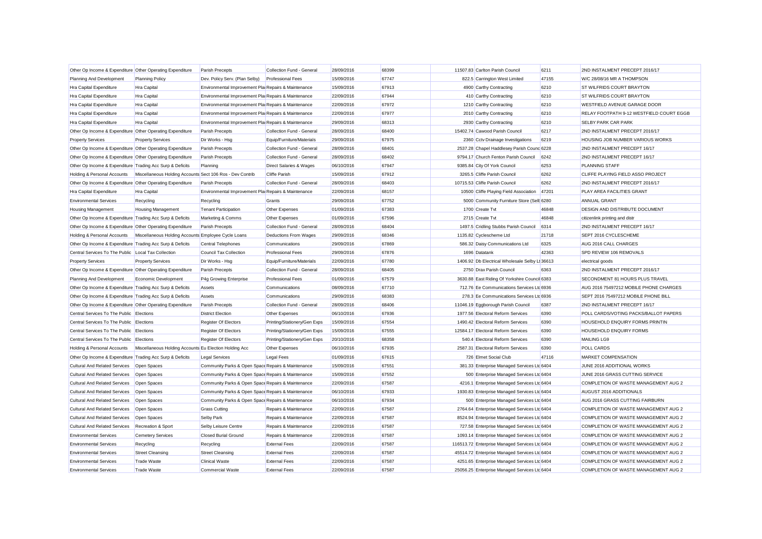| | | | | | | | | | |
|---|---|---|---|---|---|---|---|---|---|
| Other Op Income & Expenditure | Other Operating Expenditure | Parish Precepts | Collection Fund - General | 28/09/2016 | 68399 | 11507.83 | Carlton Parish Council | 6211 | 2ND INSTALMENT PRECEPT 2016/17 |
| Planning And Development | Planning Policy | Dev. Policy Serv. (Plan Selby) | Professional Fees | 15/09/2016 | 67747 | 822.5 | Carrington West Limited | 47155 | W/C 28/08/16 MR A THOMPSON |
| Hra Capital Expenditure | Hra Capital | Environmental Improvement Plan | Repairs & Maintenance | 15/09/2016 | 67913 | 4900 | Carthy Contracting | 6210 | ST WILFRIDS COURT BRAYTON |
| Hra Capital Expenditure | Hra Capital | Environmental Improvement Plan | Repairs & Maintenance | 22/09/2016 | 67944 | 410 | Carthy Contracting | 6210 | ST WILFRIDS COURT BRAYTON |
| Hra Capital Expenditure | Hra Capital | Environmental Improvement Plan | Repairs & Maintenance | 22/09/2016 | 67972 | 1210 | Carthy Contracting | 6210 | WESTFIELD AVENUE GARAGE DOOR |
| Hra Capital Expenditure | Hra Capital | Environmental Improvement Plan | Repairs & Maintenance | 22/09/2016 | 67977 | 2010 | Carthy Contracting | 6210 | RELAY FOOTPATH 9-12 WESTFIELD COURT EGGB |
| Hra Capital Expenditure | Hra Capital | Environmental Improvement Plan | Repairs & Maintenance | 29/09/2016 | 68313 | 2930 | Carthy Contracting | 6210 | SELBY PARK CAR PARK |
| Other Op Income & Expenditure | Other Operating Expenditure | Parish Precepts | Collection Fund - General | 28/09/2016 | 68400 | 15402.74 | Cawood Parish Council | 6217 | 2ND INSTALMENT PRECEPT 2016/17 |
| Property Services | Property Services | Dir Works - Hsg | Equip/Furniture/Materials | 29/09/2016 | 67975 | 2360 | Cctv Drainage Investigations | 6219 | HOUSING JOB NUMBER VARIOUS WORKS |
| Other Op Income & Expenditure | Other Operating Expenditure | Parish Precepts | Collection Fund - General | 28/09/2016 | 68401 | 2537.28 | Chapel Haddlesey Parish Counc | 6228 | 2ND INSTALMENT PRECEPT 16/17 |
| Other Op Income & Expenditure | Other Operating Expenditure | Parish Precepts | Collection Fund - General | 28/09/2016 | 68402 | 9794.17 | Church Fenton Parish Council | 6242 | 2ND INSTALMENT PRECEPT 16/17 |
| Other Op Income & Expenditure | Trading Acc Surp & Deficits | Planning | Direct Salaries & Wages | 06/10/2016 | 67947 | 9385.84 | City Of York Council | 6253 | PLANNING STAFF |
| Holding & Personal Accounts | Miscellaneous Holding Accounts | Sect 106 Ros - Dev Contrib | Cliffe Parish | 15/09/2016 | 67912 | 3265.5 | Cliffe Parish Council | 6262 | CLIFFE PLAYING FIELD ASSO PROJECT |
| Other Op Income & Expenditure | Other Operating Expenditure | Parish Precepts | Collection Fund - General | 28/09/2016 | 68403 | 10715.53 | Cliffe Parish Council | 6262 | 2ND INSTALMENT PRECEPT 2016/17 |
| Hra Capital Expenditure | Hra Capital | Environmental Improvement Plan | Repairs & Maintenance | 22/09/2016 | 68157 | 10500 | Cliffe Playing Field Association | 47201 | PLAY AREA FACILITIES GRANT |
| Environmental Services | Recycling | Recycling | Grants | 29/09/2016 | 67752 | 5000 | Community Furniture Store (Selb | 6280 | ANNUAL GRANT |
| Housing Management | Housing Management | Tenant Participation | Other Expenses | 01/09/2016 | 67383 | 1700 | Create Tvt | 46848 | DESIGN AND DISTRIBUTE DOCUMENT |
| Other Op Income & Expenditure | Trading Acc Surp & Deficits | Marketing & Comms | Other Expenses | 01/09/2016 | 67596 | 2715 | Create Tvt | 46848 | citizenlink printing and distr |
| Other Op Income & Expenditure | Other Operating Expenditure | Parish Precepts | Collection Fund - General | 28/09/2016 | 68404 | 1497.5 | Cridling Stubbs Parish Council | 6314 | 2ND INSTALMENT PRECEPT 16/17 |
| Holding & Personal Accounts | Miscellaneous Holding Accounts | Employee Cycle Loans | Deductions From Wages | 29/09/2016 | 68346 | 1135.82 | Cyclescheme Ltd | 21718 | SEPT 2016 CYCLESCHEME |
| Other Op Income & Expenditure | Trading Acc Surp & Deficits | Central Telephones | Communications | 29/09/2016 | 67869 | 586.32 | Daisy Communications Ltd | 6325 | AUG 2016 CALL CHARGES |
| Central Services To The Public | Local Tax Collection | Council Tax Collection | Professional Fees | 29/09/2016 | 67876 | 1696 | Datatank | 42363 | SPD REVIEW 106 REMOVALS |
| Property Services | Property Services | Dir Works - Hsg | Equip/Furniture/Materials | 22/09/2016 | 67780 | 1406.92 | Db Electrical Wholesale Selby Lt | 36613 | electrical goods |
| Other Op Income & Expenditure | Other Operating Expenditure | Parish Precepts | Collection Fund - General | 28/09/2016 | 68405 | 2750 | Drax Parish Council | 6363 | 2ND INSTALMENT PRECEPT 2016/17 |
| Planning And Development | Economic Development | P4g Growing Enterprise | Professional Fees | 01/09/2016 | 67579 | 3630.88 | East Riding Of Yorkshire Council | 6383 | SECONDMENT 81 HOURS PLUS TRAVEL |
| Other Op Income & Expenditure | Trading Acc Surp & Deficits | Assets | Communications | 08/09/2016 | 67710 | 712.76 | Ee Communications Services Ltd | 6936 | AUG 2016 75497212 MOBILE PHONE CHARGES |
| Other Op Income & Expenditure | Trading Acc Surp & Deficits | Assets | Communications | 29/09/2016 | 68383 | 278.3 | Ee Communications Services Ltd | 6936 | SEPT 2016 75497212 MOBILE PHONE BILL |
| Other Op Income & Expenditure | Other Operating Expenditure | Parish Precepts | Collection Fund - General | 28/09/2016 | 68406 | 11046.19 | Eggborough Parish Council | 6387 | 2ND INSTALMENT PRECEPT 16/17 |
| Central Services To The Public | Elections | District Election | Other Expenses | 06/10/2016 | 67936 | 1977.56 | Electoral Reform Services | 6390 | POLL CARDS/VOTING PACKS/BALLOT PAPERS |
| Central Services To The Public | Elections | Register Of Electors | Printing/Stationery/Gen Exps | 15/09/2016 | 67554 | 1490.42 | Electoral Reform Services | 6390 | HOUSEHOLD ENQUIRY FORMS PRINTIN |
| Central Services To The Public | Elections | Register Of Electors | Printing/Stationery/Gen Exps | 15/09/2016 | 67555 | 12584.17 | Electoral Reform Services | 6390 | HOUSEHOLD ENQUIRY FORMS |
| Central Services To The Public | Elections | Register Of Electors | Printing/Stationery/Gen Exps | 20/10/2016 | 68358 | 540.4 | Electoral Reform Services | 6390 | MAILING LG9 |
| Holding & Personal Accounts | Miscellaneous Holding Accounts | Eu Election Holding Acc | Other Expenses | 06/10/2016 | 67935 | 2587.31 | Electoral Reform Services | 6390 | POLL CARDS |
| Other Op Income & Expenditure | Trading Acc Surp & Deficits | Legal Services | Legal Fees | 01/09/2016 | 67615 | 726 | Elmet Social Club | 47116 | MARKET COMPENSATION |
| Cultural And Related Services | Open Spaces | Community Parks & Open Space | Repairs & Maintenance | 15/09/2016 | 67551 | 381.33 | Enterprise Managed Services Ltd | 6404 | JUNE 2016 ADDITIONAL WORKS |
| Cultural And Related Services | Open Spaces | Community Parks & Open Space | Repairs & Maintenance | 15/09/2016 | 67552 | 500 | Enterprise Managed Services Ltd | 6404 | JUNE 2016 GRASS CUTTING SERVICE |
| Cultural And Related Services | Open Spaces | Community Parks & Open Space | Repairs & Maintenance | 22/09/2016 | 67587 | 4216.1 | Enterprise Managed Services Ltd | 6404 | COMPLETION OF WASTE MANAGEMENT AUG 2 |
| Cultural And Related Services | Open Spaces | Community Parks & Open Space | Repairs & Maintenance | 06/10/2016 | 67933 | 1930.83 | Enterprise Managed Services Ltd | 6404 | AUGUST 2016 ADDITIONALS |
| Cultural And Related Services | Open Spaces | Community Parks & Open Space | Repairs & Maintenance | 06/10/2016 | 67934 | 500 | Enterprise Managed Services Ltd | 6404 | AUG 2016 GRASS CUTTING FAIRBURN |
| Cultural And Related Services | Open Spaces | Grass Cutting | Repairs & Maintenance | 22/09/2016 | 67587 | 2764.64 | Enterprise Managed Services Ltd | 6404 | COMPLETION OF WASTE MANAGEMENT AUG 2 |
| Cultural And Related Services | Open Spaces | Selby Park | Repairs & Maintenance | 22/09/2016 | 67587 | 8524.94 | Enterprise Managed Services Ltd | 6404 | COMPLETION OF WASTE MANAGEMENT AUG 2 |
| Cultural And Related Services | Recreation & Sport | Selby Leisure Centre | Repairs & Maintenance | 22/09/2016 | 67587 | 727.58 | Enterprise Managed Services Ltd | 6404 | COMPLETION OF WASTE MANAGEMENT AUG 2 |
| Environmental Services | Cemetery Services | Closed Burial Ground | Repairs & Maintenance | 22/09/2016 | 67587 | 1093.14 | Enterprise Managed Services Ltd | 6404 | COMPLETION OF WASTE MANAGEMENT AUG 2 |
| Environmental Services | Recycling | Recycling | External Fees | 22/09/2016 | 67587 | 116513.72 | Enterprise Managed Services Ltd | 6404 | COMPLETION OF WASTE MANAGEMENT AUG 2 |
| Environmental Services | Street Cleansing | Street Cleansing | External Fees | 22/09/2016 | 67587 | 45514.72 | Enterprise Managed Services Ltd | 6404 | COMPLETION OF WASTE MANAGEMENT AUG 2 |
| Environmental Services | Trade Waste | Clinical Waste | External Fees | 22/09/2016 | 67587 | 4251.65 | Enterprise Managed Services Ltd | 6404 | COMPLETION OF WASTE MANAGEMENT AUG 2 |
| Environmental Services | Trade Waste | Commercial Waste | External Fees | 22/09/2016 | 67587 | 25056.25 | Enterprise Managed Services Ltd | 6404 | COMPLETION OF WASTE MANAGEMENT AUG 2 |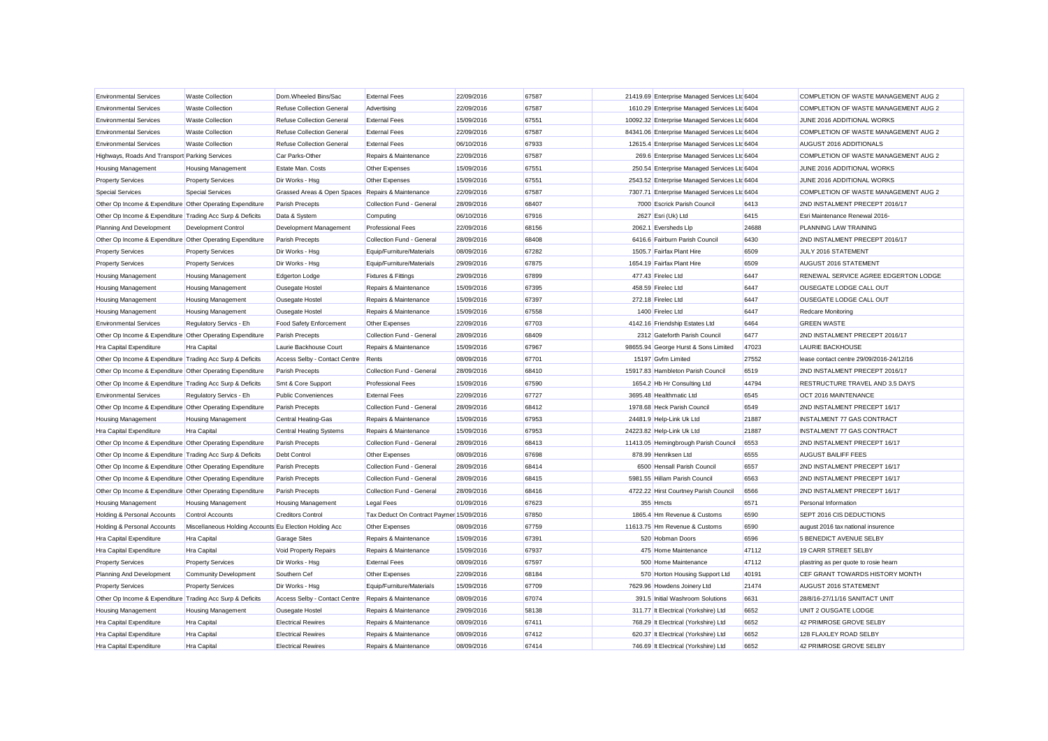| | | | | | | | | | |
|---|---|---|---|---|---|---|---|---|---|
| Environmental Services | Waste Collection | Dom.Wheeled Bins/Sac | External Fees | 22/09/2016 | 67587 | 21419.69 | Enterprise Managed Services Ltd | 6404 | COMPLETION OF WASTE MANAGEMENT AUG 2 |
| Environmental Services | Waste Collection | Refuse Collection General | Advertising | 22/09/2016 | 67587 | 1610.29 | Enterprise Managed Services Ltd | 6404 | COMPLETION OF WASTE MANAGEMENT AUG 2 |
| Environmental Services | Waste Collection | Refuse Collection General | External Fees | 15/09/2016 | 67551 | 10092.32 | Enterprise Managed Services Ltd | 6404 | JUNE 2016 ADDITIONAL WORKS |
| Environmental Services | Waste Collection | Refuse Collection General | External Fees | 22/09/2016 | 67587 | 84341.06 | Enterprise Managed Services Ltd | 6404 | COMPLETION OF WASTE MANAGEMENT AUG 2 |
| Environmental Services | Waste Collection | Refuse Collection General | External Fees | 06/10/2016 | 67933 | 12615.4 | Enterprise Managed Services Ltd | 6404 | AUGUST 2016 ADDITIONALS |
| Highways, Roads And Transport | Parking Services | Car Parks-Other | Repairs & Maintenance | 22/09/2016 | 67587 | 269.6 | Enterprise Managed Services Ltd | 6404 | COMPLETION OF WASTE MANAGEMENT AUG 2 |
| Housing Management | Housing Management | Estate Man. Costs | Other Expenses | 15/09/2016 | 67551 | 250.54 | Enterprise Managed Services Ltd | 6404 | JUNE 2016 ADDITIONAL WORKS |
| Property Services | Property Services | Dir Works - Hsg | Other Expenses | 15/09/2016 | 67551 | 2543.52 | Enterprise Managed Services Ltd | 6404 | JUNE 2016 ADDITIONAL WORKS |
| Special Services | Special Services | Grassed Areas & Open Spaces | Repairs & Maintenance | 22/09/2016 | 67587 | 7307.71 | Enterprise Managed Services Ltd | 6404 | COMPLETION OF WASTE MANAGEMENT AUG 2 |
| Other Op Income & Expenditure | Other Operating Expenditure | Parish Precepts | Collection Fund - General | 28/09/2016 | 68407 | 7000 | Escrick Parish Council | 6413 | 2ND INSTALMENT PRECEPT 2016/17 |
| Other Op Income & Expenditure | Trading Acc Surp & Deficits | Data & System | Computing | 06/10/2016 | 67916 | 2627 | Esri (Uk) Ltd | 6415 | Esri Maintenance Renewal 2016- |
| Planning And Development | Development Control | Development Management | Professional Fees | 22/09/2016 | 68156 | 2062.1 | Eversheds Llp | 24688 | PLANNING LAW TRAINING |
| Other Op Income & Expenditure | Other Operating Expenditure | Parish Precepts | Collection Fund - General | 28/09/2016 | 68408 | 6416.6 | Fairburn Parish Council | 6430 | 2ND INSTALMENT PRECEPT 2016/17 |
| Property Services | Property Services | Dir Works - Hsg | Equip/Furniture/Materials | 08/09/2016 | 67282 | 1505.7 | Fairfax Plant Hire | 6509 | JULY 2016 STATEMENT |
| Property Services | Property Services | Dir Works - Hsg | Equip/Furniture/Materials | 29/09/2016 | 67875 | 1654.19 | Fairfax Plant Hire | 6509 | AUGUST 2016 STATEMENT |
| Housing Management | Housing Management | Edgerton Lodge | Fixtures & Fittings | 29/09/2016 | 67899 | 477.43 | Firelec Ltd | 6447 | RENEWAL SERVICE AGREE EDGERTON LODGE |
| Housing Management | Housing Management | Ousegate Hostel | Repairs & Maintenance | 15/09/2016 | 67395 | 458.59 | Firelec Ltd | 6447 | OUSEGATE LODGE CALL OUT |
| Housing Management | Housing Management | Ousegate Hostel | Repairs & Maintenance | 15/09/2016 | 67397 | 272.18 | Firelec Ltd | 6447 | OUSEGATE LODGE CALL OUT |
| Housing Management | Housing Management | Ousegate Hostel | Repairs & Maintenance | 15/09/2016 | 67558 | 1400 | Firelec Ltd | 6447 | Redcare Monitoring |
| Environmental Services | Regulatory Servics - Eh | Food Safety Enforcement | Other Expenses | 22/09/2016 | 67703 | 4142.16 | Friendship Estates Ltd | 6464 | GREEN WASTE |
| Other Op Income & Expenditure | Other Operating Expenditure | Parish Precepts | Collection Fund - General | 28/09/2016 | 68409 | 2312 | Gateforth Parish Council | 6477 | 2ND INSTALMENT PRECEPT 2016/17 |
| Hra Capital Expenditure | Hra Capital | Laurie Backhouse Court | Repairs & Maintenance | 15/09/2016 | 67967 | 98655.94 | George Hurst & Sons Limited | 47023 | LAURIE BACKHOUSE |
| Other Op Income & Expenditure | Trading Acc Surp & Deficits | Access Selby - Contact Centre | Rents | 08/09/2016 | 67701 | 15197 | Gvfm Limited | 27552 | lease contact centre 29/09/2016-24/12/16 |
| Other Op Income & Expenditure | Other Operating Expenditure | Parish Precepts | Collection Fund - General | 28/09/2016 | 68410 | 15917.83 | Hambleton Parish Council | 6519 | 2ND INSTALMENT PRECEPT 2016/17 |
| Other Op Income & Expenditure | Trading Acc Surp & Deficits | Smt & Core Support | Professional Fees | 15/09/2016 | 67590 | 1654.2 | Hb Hr Consulting Ltd | 44794 | RESTRUCTURE TRAVEL AND 3.5 DAYS |
| Environmental Services | Regulatory Servics - Eh | Public Conveniences | External Fees | 22/09/2016 | 67727 | 3695.48 | Healthmatic Ltd | 6545 | OCT 2016 MAINTENANCE |
| Other Op Income & Expenditure | Other Operating Expenditure | Parish Precepts | Collection Fund - General | 28/09/2016 | 68412 | 1978.68 | Heck Parish Council | 6549 | 2ND INSTALMENT PRECEPT 16/17 |
| Housing Management | Housing Management | Central Heating-Gas | Repairs & Maintenance | 15/09/2016 | 67953 | 24481.9 | Help-Link Uk Ltd | 21887 | INSTALMENT 77 GAS CONTRACT |
| Hra Capital Expenditure | Hra Capital | Central Heating Systems | Repairs & Maintenance | 15/09/2016 | 67953 | 24223.82 | Help-Link Uk Ltd | 21887 | INSTALMENT 77 GAS CONTRACT |
| Other Op Income & Expenditure | Other Operating Expenditure | Parish Precepts | Collection Fund - General | 28/09/2016 | 68413 | 11413.05 | Hemingbrough Parish Council | 6553 | 2ND INSTALMENT PRECEPT 16/17 |
| Other Op Income & Expenditure | Trading Acc Surp & Deficits | Debt Control | Other Expenses | 08/09/2016 | 67698 | 878.99 | Henriksen Ltd | 6555 | AUGUST BAILIFF FEES |
| Other Op Income & Expenditure | Other Operating Expenditure | Parish Precepts | Collection Fund - General | 28/09/2016 | 68414 | 6500 | Hensall Parish Council | 6557 | 2ND INSTALMENT PRECEPT 16/17 |
| Other Op Income & Expenditure | Other Operating Expenditure | Parish Precepts | Collection Fund - General | 28/09/2016 | 68415 | 5981.55 | Hillam Parish Council | 6563 | 2ND INSTALMENT PRECEPT 16/17 |
| Other Op Income & Expenditure | Other Operating Expenditure | Parish Precepts | Collection Fund - General | 28/09/2016 | 68416 | 4722.22 | Hirst Courtney Parish Council | 6566 | 2ND INSTALMENT PRECEPT 16/17 |
| Housing Management | Housing Management | Housing Management | Legal Fees | 01/09/2016 | 67623 | 355 | Hmcts | 6571 | Personal Information |
| Holding & Personal Accounts | Control Accounts | Creditors Control | Tax Deduct On Contract Paymer | 15/09/2016 | 67850 | 1865.4 | Hm Revenue & Customs | 6590 | SEPT 2016 CIS DEDUCTIONS |
| Holding & Personal Accounts | Miscellaneous Holding Accounts | Eu Election Holding Acc | Other Expenses | 08/09/2016 | 67759 | 11613.75 | Hm Revenue & Customs | 6590 | august 2016 tax national insurence |
| Hra Capital Expenditure | Hra Capital | Garage Sites | Repairs & Maintenance | 15/09/2016 | 67391 | 520 | Hobman Doors | 6596 | 5 BENEDICT AVENUE SELBY |
| Hra Capital Expenditure | Hra Capital | Void Property Repairs | Repairs & Maintenance | 15/09/2016 | 67937 | 475 | Home Maintenance | 47112 | 19 CARR STREET SELBY |
| Property Services | Property Services | Dir Works - Hsg | External Fees | 08/09/2016 | 67597 | 500 | Home Maintenance | 47112 | plastring as per quote to rosie hearn |
| Planning And Development | Community Development | Southern Cef | Other Expenses | 22/09/2016 | 68184 | 570 | Horton Housing Support Ltd | 40191 | CEF GRANT TOWARDS HISTORY MONTH |
| Property Services | Property Services | Dir Works - Hsg | Equip/Furniture/Materials | 15/09/2016 | 67709 | 7629.96 | Howdens Joinery Ltd | 21474 | AUGUST 2016 STATEMENT |
| Other Op Income & Expenditure | Trading Acc Surp & Deficits | Access Selby - Contact Centre | Repairs & Maintenance | 08/09/2016 | 67074 | 391.5 | Initial Washroom Solutions | 6631 | 28/8/16-27/11/16 SANITACT UNIT |
| Housing Management | Housing Management | Ousegate Hostel | Repairs & Maintenance | 29/09/2016 | 58138 | 311.77 | It Electrical (Yorkshire) Ltd | 6652 | UNIT 2 OUSGATE LODGE |
| Hra Capital Expenditure | Hra Capital | Electrical Rewires | Repairs & Maintenance | 08/09/2016 | 67411 | 768.29 | It Electrical (Yorkshire) Ltd | 6652 | 42 PRIMROSE GROVE SELBY |
| Hra Capital Expenditure | Hra Capital | Electrical Rewires | Repairs & Maintenance | 08/09/2016 | 67412 | 620.37 | It Electrical (Yorkshire) Ltd | 6652 | 128 FLAXLEY ROAD SELBY |
| Hra Capital Expenditure | Hra Capital | Electrical Rewires | Repairs & Maintenance | 08/09/2016 | 67414 | 746.69 | It Electrical (Yorkshire) Ltd | 6652 | 42 PRIMROSE GROVE SELBY |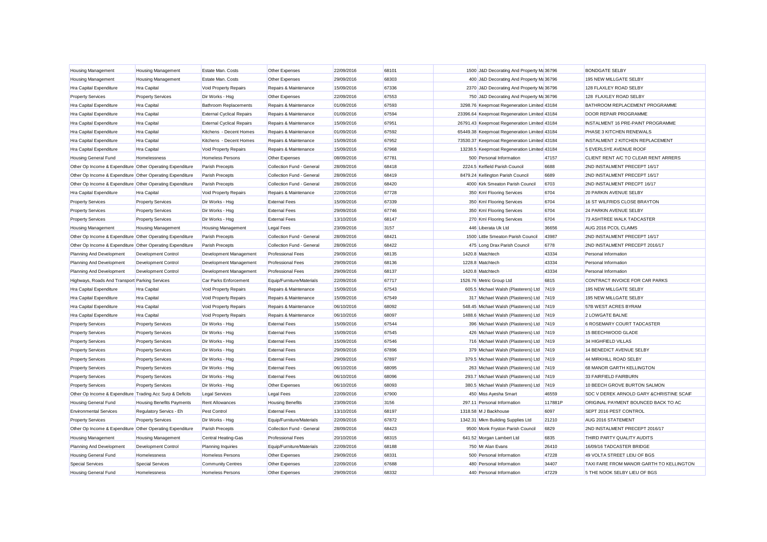| | | | | | | | | | |
|---|---|---|---|---|---|---|---|---|---|
| Housing Management | Housing Management | Estate Man. Costs | Other Expenses | 22/09/2016 | 68101 | 1500 | J&D Decorating And Property Ma | 36796 | BONDGATE SELBY |
| Housing Management | Housing Management | Estate Man. Costs | Other Expenses | 29/09/2016 | 68303 | 400 | J&D Decorating And Property Ma | 36796 | 195 NEW MILLGATE SELBY |
| Hra Capital Expenditure | Hra Capital | Void Property Repairs | Repairs & Maintenance | 15/09/2016 | 67336 | 2370 | J&D Decorating And Property Ma | 36796 | 128 FLAXLEY ROAD SELBY |
| Property Services | Property Services | Dir Works - Hsg | Other Expenses | 22/09/2016 | 67553 | 750 | J&D Decorating And Property Ma | 36796 | 128 FLAXLEY ROAD SELBY |
| Hra Capital Expenditure | Hra Capital | Bathroom Replacements | Repairs & Maintenance | 01/09/2016 | 67593 | 3298.76 | Keepmoat Regeneration Limited | 43184 | BATHROOM REPLACEMENT PROGRAMME |
| Hra Capital Expenditure | Hra Capital | External Cyclical Repairs | Repairs & Maintenance | 01/09/2016 | 67594 | 23396.64 | Keepmoat Regeneration Limited | 43184 | DOOR REPAIR PROGRAMME |
| Hra Capital Expenditure | Hra Capital | External Cyclical Repairs | Repairs & Maintenance | 15/09/2016 | 67951 | 26791.43 | Keepmoat Regeneration Limited | 43184 | INSTALMENT 16 PRE-PAINT PROGRAMME |
| Hra Capital Expenditure | Hra Capital | Kitchens - Decent Homes | Repairs & Maintenance | 01/09/2016 | 67592 | 65449.38 | Keepmoat Regeneration Limited | 43184 | PHASE 3 KITCHEN RENEWALS |
| Hra Capital Expenditure | Hra Capital | Kitchens - Decent Homes | Repairs & Maintenance | 15/09/2016 | 67952 | 73530.37 | Keepmoat Regeneration Limited | 43184 | INSTALMENT 2 KITCHEN REPLACEMENT |
| Hra Capital Expenditure | Hra Capital | Void Property Repairs | Repairs & Maintenance | 15/09/2016 | 67968 | 13238.5 | Keepmoat Regeneration Limited | 43184 | 5 EVERLSYE AVENUE ROOF |
| Housing General Fund | Homelessness | Homeless Persons | Other Expenses | 08/09/2016 | 67781 | 500 | Personal Information | 47157 | CLIENT RENT A/C TO CLEAR RENT ARRERS |
| Other Op Income & Expenditure | Other Operating Expenditure | Parish Precepts | Collection Fund - General | 28/09/2016 | 68418 | 2224.5 | Kelfield Parish Council | 6688 | 2ND INSTALMENT PRECEPT 16/17 |
| Other Op Income & Expenditure | Other Operating Expenditure | Parish Precepts | Collection Fund - General | 28/09/2016 | 68419 | 8479.24 | Kellington Parish Council | 6689 | 2ND INSTALMENT PRECEPT 16/17 |
| Other Op Income & Expenditure | Other Operating Expenditure | Parish Precepts | Collection Fund - General | 28/09/2016 | 68420 | 4000 | Kirk Smeaton Parish Council | 6703 | 2ND INSTALMENT PRECPT 16/17 |
| Hra Capital Expenditure | Hra Capital | Void Property Repairs | Repairs & Maintenance | 22/09/2016 | 67728 | 350 | Kml Flooring Services | 6704 | 20 PARKIN AVENUE SELBY |
| Property Services | Property Services | Dir Works - Hsg | External Fees | 15/09/2016 | 67339 | 350 | Kml Flooring Services | 6704 | 16 ST WILFRIDS CLOSE BRAYTON |
| Property Services | Property Services | Dir Works - Hsg | External Fees | 29/09/2016 | 67746 | 350 | Kml Flooring Services | 6704 | 24 PARKIN AVENUE SELBY |
| Property Services | Property Services | Dir Works - Hsg | External Fees | 13/10/2016 | 68147 | 270 | Kml Flooring Services | 6704 | 73 ASHTREE WALK TADCASTER |
| Housing Management | Housing Management | Housing Management | Legal Fees | 23/09/2016 | 3157 | 446 | Liberata Uk Ltd | 36656 | AUG 2016 PCOL CLAIMS |
| Other Op Income & Expenditure | Other Operating Expenditure | Parish Precepts | Collection Fund - General | 28/09/2016 | 68421 | 1500 | Little Smeaton Parish Council | 43987 | 2ND INSTALMENT PRECEPT 16/17 |
| Other Op Income & Expenditure | Other Operating Expenditure | Parish Precepts | Collection Fund - General | 28/09/2016 | 68422 | 475 | Long Drax Parish Council | 6778 | 2ND INSTALMENT PRECEPT 2016/17 |
| Planning And Development | Development Control | Development Management | Professional Fees | 29/09/2016 | 68135 | 1420.8 | Matchtech | 43334 | Personal Information |
| Planning And Development | Development Control | Development Management | Professional Fees | 29/09/2016 | 68136 | 1228.8 | Matchtech | 43334 | Personal Information |
| Planning And Development | Development Control | Development Management | Professional Fees | 29/09/2016 | 68137 | 1420.8 | Matchtech | 43334 | Personal Information |
| Highways, Roads And Transport | Parking Services | Car Parks Enforcement | Equip/Furniture/Materials | 22/09/2016 | 67717 | 1526.76 | Metric Group Ltd | 6815 | CONTRACT INVOICE FOR CAR PARKS |
| Hra Capital Expenditure | Hra Capital | Void Property Repairs | Repairs & Maintenance | 15/09/2016 | 67543 | 605.5 | Michael Walsh (Plasterers) Ltd | 7419 | 195 NEW MILLGATE SELBY |
| Hra Capital Expenditure | Hra Capital | Void Property Repairs | Repairs & Maintenance | 15/09/2016 | 67549 | 317 | Michael Walsh (Plasterers) Ltd | 7419 | 195 NEW MILLGATE SELBY |
| Hra Capital Expenditure | Hra Capital | Void Property Repairs | Repairs & Maintenance | 06/10/2016 | 68092 | 548.45 | Michael Walsh (Plasterers) Ltd | 7419 | 57B WEST ACRES BYRAM |
| Hra Capital Expenditure | Hra Capital | Void Property Repairs | Repairs & Maintenance | 06/10/2016 | 68097 | 1488.6 | Michael Walsh (Plasterers) Ltd | 7419 | 2 LOWGATE BALNE |
| Property Services | Property Services | Dir Works - Hsg | External Fees | 15/09/2016 | 67544 | 396 | Michael Walsh (Plasterers) Ltd | 7419 | 6 ROSEMARY COURT TADCASTER |
| Property Services | Property Services | Dir Works - Hsg | External Fees | 15/09/2016 | 67545 | 426 | Michael Walsh (Plasterers) Ltd | 7419 | 15 BEECHWOOD GLADE |
| Property Services | Property Services | Dir Works - Hsg | External Fees | 15/09/2016 | 67546 | 716 | Michael Walsh (Plasterers) Ltd | 7419 | 34 HIGHFIELD VILLAS |
| Property Services | Property Services | Dir Works - Hsg | External Fees | 29/09/2016 | 67896 | 379 | Michael Walsh (Plasterers) Ltd | 7419 | 14 BENEDICT AVENUE SELBY |
| Property Services | Property Services | Dir Works - Hsg | External Fees | 29/09/2016 | 67897 | 379.5 | Michael Walsh (Plasterers) Ltd | 7419 | 44 MIRKHILL ROAD SELBY |
| Property Services | Property Services | Dir Works - Hsg | External Fees | 06/10/2016 | 68095 | 263 | Michael Walsh (Plasterers) Ltd | 7419 | 68 MANOR GARTH KELLINGTON |
| Property Services | Property Services | Dir Works - Hsg | External Fees | 06/10/2016 | 68096 | 293.7 | Michael Walsh (Plasterers) Ltd | 7419 | 33 FAIRFIELD FAIRBURN |
| Property Services | Property Services | Dir Works - Hsg | Other Expenses | 06/10/2016 | 68093 | 380.5 | Michael Walsh (Plasterers) Ltd | 7419 | 10 BEECH GROVE BURTON SALMON |
| Other Op Income & Expenditure | Trading Acc Surp & Deficits | Legal Services | Legal Fees | 22/09/2016 | 67900 | 450 | Miss Ayesha Smart | 46559 | SDC V DEREK ARNOLD GARY &CHRISTINE SCAIF |
| Housing General Fund | Housing Benefits Payments | Rent Allowances | Housing Benefits | 23/09/2016 | 3156 | 297.11 | Personal Information | 117881P | ORIGINAL PAYMENT BOUNCED BACK TO AC |
| Environmental Services | Regulatory Servics - Eh | Pest Control | External Fees | 13/10/2016 | 68197 | 1318.58 | M J Backhouse | 6097 | SEPT 2016 PEST CONTROL |
| Property Services | Property Services | Dir Works - Hsg | Equip/Furniture/Materials | 22/09/2016 | 67872 | 1342.31 | Mkm Building Supplies Ltd | 21210 | AUG 2016 STATEMENT |
| Other Op Income & Expenditure | Other Operating Expenditure | Parish Precepts | Collection Fund - General | 28/09/2016 | 68423 | 9500 | Monk Fryston Parish Council | 6829 | 2ND INSTALMENT PRECEPT 2016/17 |
| Housing Management | Housing Management | Central Heating-Gas | Professional Fees | 20/10/2016 | 68315 | 641.52 | Morgan Lambert Ltd | 6835 | THIRD PARTY QUALITY AUDITS |
| Planning And Development | Development Control | Planning Inquiries | Equip/Furniture/Materials | 22/09/2016 | 68188 | 750 | Mr Alan Evans | 26410 | 16/09/16 TADCASTER BRIDGE |
| Housing General Fund | Homelessness | Homeless Persons | Other Expenses | 29/09/2016 | 68331 | 500 | Personal Information | 47228 | 49 VOLTA STREET LEIU OF BGS |
| Special Services | Special Services | Community Centres | Other Expenses | 22/09/2016 | 67688 | 480 | Personal Information | 34407 | TAXI FARE FROM MANOR GARTH TO KELLINGTON |
| Housing General Fund | Homelessness | Homeless Persons | Other Expenses | 29/09/2016 | 68332 | 440 | Personal Information | 47229 | 5 THE NOOK SELBY LIEU OF BGS |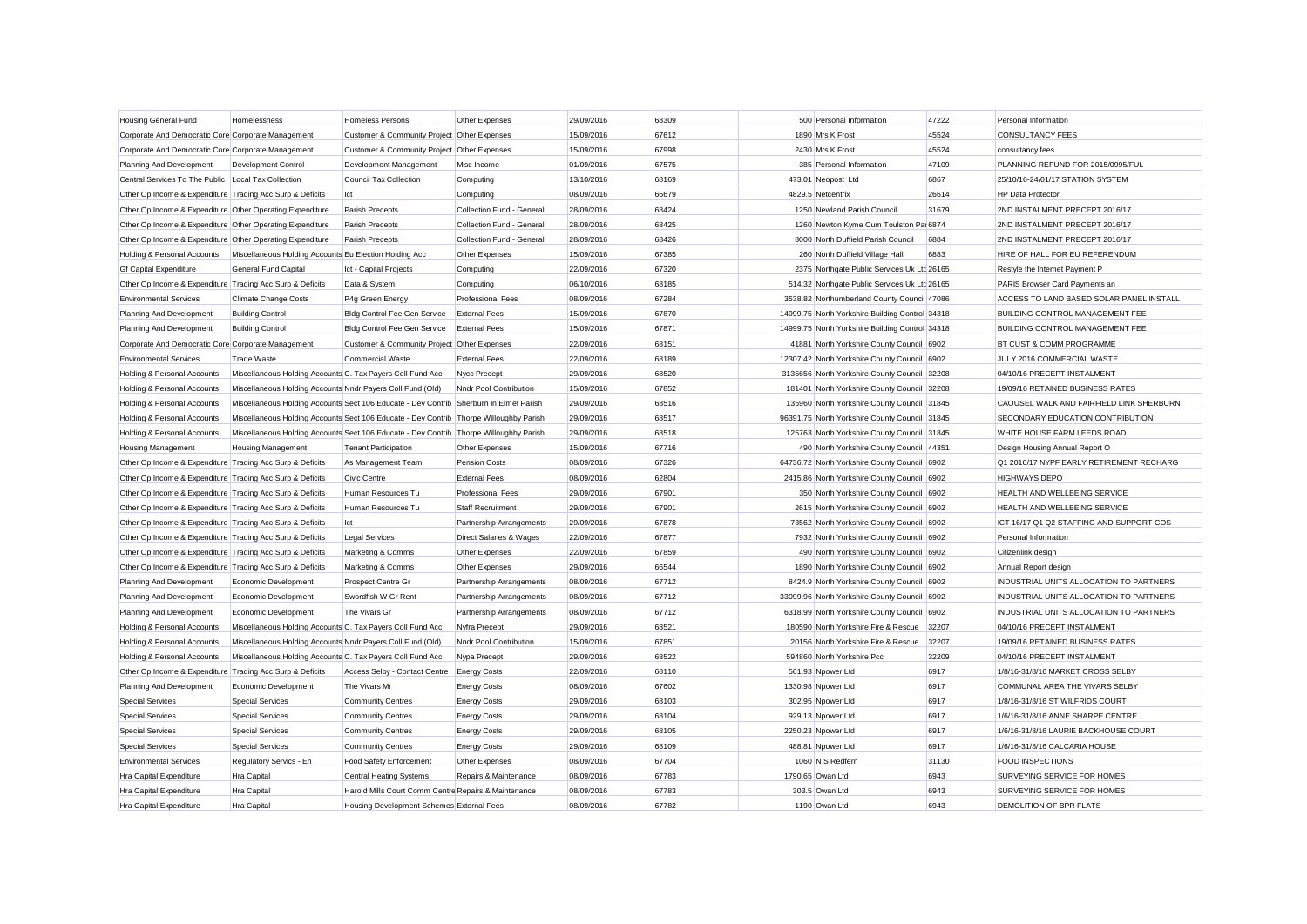| Housing General Fund | Homelessness | Homeless Persons | Other Expenses | 29/09/2016 | 68309 | 500 | Personal Information | 47222 | Personal Information |
|---|---|---|---|---|---|---|---|---|---|
| Corporate And Democratic Core | Corporate Management | Customer & Community Project | Other Expenses | 15/09/2016 | 67612 | 1890 | Mrs K Frost | 45524 | CONSULTANCY FEES |
| Corporate And Democratic Core | Corporate Management | Customer & Community Project | Other Expenses | 15/09/2016 | 67998 | 2430 | Mrs K Frost | 45524 | consultancy fees |
| Planning And Development | Development Control | Development Management | Misc Income | 01/09/2016 | 67575 | 385 | Personal Information | 47109 | PLANNING REFUND FOR 2015/0995/FUL |
| Central Services To The Public | Local Tax Collection | Council Tax Collection | Computing | 13/10/2016 | 68169 | 473.01 | Neopost Ltd | 6867 | 25/10/16-24/01/17 STATION SYSTEM |
| Other Op Income & Expenditure | Trading Acc Surp & Deficits | Ict | Computing | 08/09/2016 | 66679 | 4829.5 | Netcentrix | 26614 | HP Data Protector |
| Other Op Income & Expenditure | Other Operating Expenditure | Parish Precepts | Collection Fund - General | 28/09/2016 | 68424 | 1250 | Newland Parish Council | 31679 | 2ND INSTALMENT PRECEPT 2016/17 |
| Other Op Income & Expenditure | Other Operating Expenditure | Parish Precepts | Collection Fund - General | 28/09/2016 | 68425 | 1260 | Newton Kyme Cum Toulston Par | 6874 | 2ND INSTALMENT PRECEPT 2016/17 |
| Other Op Income & Expenditure | Other Operating Expenditure | Parish Precepts | Collection Fund - General | 28/09/2016 | 68426 | 8000 | North Duffield Parish Council | 6884 | 2ND INSTALMENT PRECEPT 2016/17 |
| Holding & Personal Accounts | Miscellaneous Holding Accounts | Eu Election Holding Acc | Other Expenses | 15/09/2016 | 67385 | 260 | North Duffield Village Hall | 6883 | HIRE OF HALL FOR EU REFERENDUM |
| Gf Capital Expenditure | General Fund Capital | Ict - Capital Projects | Computing | 22/09/2016 | 67320 | 2375 | Northgate Public Services Uk Ltd | 26165 | Restyle the Internet Payment P |
| Other Op Income & Expenditure | Trading Acc Surp & Deficits | Data & System | Computing | 06/10/2016 | 68185 | 514.32 | Northgate Public Services Uk Ltd | 26165 | PARIS Browser Card Payments an |
| Environmental Services | Climate Change Costs | P4g Green Energy | Professional Fees | 08/09/2016 | 67284 | 3538.82 | Northumberland County Council | 47086 | ACCESS TO LAND BASED SOLAR PANEL INSTALL |
| Planning And Development | Building Control | Bldg Control Fee Gen Service | External Fees | 15/09/2016 | 67870 | 14999.75 | North Yorkshire Building Control | 34318 | BUILDING CONTROL MANAGEMENT FEE |
| Planning And Development | Building Control | Bldg Control Fee Gen Service | External Fees | 15/09/2016 | 67871 | 14999.75 | North Yorkshire Building Control | 34318 | BUILDING CONTROL MANAGEMENT FEE |
| Corporate And Democratic Core | Corporate Management | Customer & Community Project | Other Expenses | 22/09/2016 | 68151 | 41881 | North Yorkshire County Council | 6902 | BT CUST & COMM PROGRAMME |
| Environmental Services | Trade Waste | Commercial Waste | External Fees | 22/09/2016 | 68189 | 12307.42 | North Yorkshire County Council | 6902 | JULY 2016 COMMERCIAL WASTE |
| Holding & Personal Accounts | Miscellaneous Holding Accounts | C. Tax Payers Coll Fund Acc | Nycc Precept | 29/09/2016 | 68520 | 3135656 | North Yorkshire County Council | 32208 | 04/10/16 PRECEPT INSTALMENT |
| Holding & Personal Accounts | Miscellaneous Holding Accounts | Nndr Payers Coll Fund (Old) | Nndr Pool Contribution | 15/09/2016 | 67852 | 181401 | North Yorkshire County Council | 32208 | 19/09/16 RETAINED BUSINESS RATES |
| Holding & Personal Accounts | Miscellaneous Holding Accounts | Sect 106 Educate - Dev Contrib | Sherburn In Elmet Parish | 29/09/2016 | 68516 | 135960 | North Yorkshire County Council | 31845 | CAOUSEL WALK AND FAIRFIELD LINK SHERBURN |
| Holding & Personal Accounts | Miscellaneous Holding Accounts | Sect 106 Educate - Dev Contrib | Thorpe Willoughby Parish | 29/09/2016 | 68517 | 96391.75 | North Yorkshire County Council | 31845 | SECONDARY EDUCATION CONTRIBUTION |
| Holding & Personal Accounts | Miscellaneous Holding Accounts | Sect 106 Educate - Dev Contrib | Thorpe Willoughby Parish | 29/09/2016 | 68518 | 125763 | North Yorkshire County Council | 31845 | WHITE HOUSE FARM LEEDS ROAD |
| Housing Management | Housing Management | Tenant Participation | Other Expenses | 15/09/2016 | 67716 | 490 | North Yorkshire County Council | 44351 | Design Housing Annual Report O |
| Other Op Income & Expenditure | Trading Acc Surp & Deficits | As Management Team | Pension Costs | 08/09/2016 | 67326 | 64736.72 | North Yorkshire County Council | 6902 | Q1 2016/17 NYPF EARLY RETIREMENT RECHARG |
| Other Op Income & Expenditure | Trading Acc Surp & Deficits | Civic Centre | External Fees | 08/09/2016 | 62804 | 2415.86 | North Yorkshire County Council | 6902 | HIGHWAYS DEPO |
| Other Op Income & Expenditure | Trading Acc Surp & Deficits | Human Resources Tu | Professional Fees | 29/09/2016 | 67901 | 350 | North Yorkshire County Council | 6902 | HEALTH AND WELLBEING SERVICE |
| Other Op Income & Expenditure | Trading Acc Surp & Deficits | Human Resources Tu | Staff Recruitment | 29/09/2016 | 67901 | 2615 | North Yorkshire County Council | 6902 | HEALTH AND WELLBEING SERVICE |
| Other Op Income & Expenditure | Trading Acc Surp & Deficits | Ict | Partnership Arrangements | 29/09/2016 | 67878 | 73562 | North Yorkshire County Council | 6902 | ICT 16/17 Q1 Q2 STAFFING AND SUPPORT COS |
| Other Op Income & Expenditure | Trading Acc Surp & Deficits | Legal Services | Direct Salaries & Wages | 22/09/2016 | 67877 | 7932 | North Yorkshire County Council | 6902 | Personal Information |
| Other Op Income & Expenditure | Trading Acc Surp & Deficits | Marketing & Comms | Other Expenses | 22/09/2016 | 67859 | 490 | North Yorkshire County Council | 6902 | Citizenlink design |
| Other Op Income & Expenditure | Trading Acc Surp & Deficits | Marketing & Comms | Other Expenses | 29/09/2016 | 66544 | 1890 | North Yorkshire County Council | 6902 | Annual Report design |
| Planning And Development | Economic Development | Prospect Centre Gr | Partnership Arrangements | 08/09/2016 | 67712 | 8424.9 | North Yorkshire County Council | 6902 | INDUSTRIAL UNITS ALLOCATION TO PARTNERS |
| Planning And Development | Economic Development | Swordfish W Gr Rent | Partnership Arrangements | 08/09/2016 | 67712 | 33099.96 | North Yorkshire County Council | 6902 | INDUSTRIAL UNITS ALLOCATION TO PARTNERS |
| Planning And Development | Economic Development | The Vivars Gr | Partnership Arrangements | 08/09/2016 | 67712 | 6318.99 | North Yorkshire County Council | 6902 | INDUSTRIAL UNITS ALLOCATION TO PARTNERS |
| Holding & Personal Accounts | Miscellaneous Holding Accounts | C. Tax Payers Coll Fund Acc | Nyfra Precept | 29/09/2016 | 68521 | 180590 | North Yorkshire Fire & Rescue | 32207 | 04/10/16 PRECEPT INSTALMENT |
| Holding & Personal Accounts | Miscellaneous Holding Accounts | Nndr Payers Coll Fund (Old) | Nndr Pool Contribution | 15/09/2016 | 67851 | 20156 | North Yorkshire Fire & Rescue | 32207 | 19/09/16 RETAINED BUSINESS RATES |
| Holding & Personal Accounts | Miscellaneous Holding Accounts | C. Tax Payers Coll Fund Acc | Nypa Precept | 29/09/2016 | 68522 | 594860 | North Yorkshire Pcc | 32209 | 04/10/16 PRECEPT INSTALMENT |
| Other Op Income & Expenditure | Trading Acc Surp & Deficits | Access Selby - Contact Centre | Energy Costs | 22/09/2016 | 68110 | 561.93 | Npower Ltd | 6917 | 1/8/16-31/8/16 MARKET CROSS SELBY |
| Planning And Development | Economic Development | The Vivars Mr | Energy Costs | 08/09/2016 | 67602 | 1330.98 | Npower Ltd | 6917 | COMMUNAL AREA THE VIVARS SELBY |
| Special Services | Special Services | Community Centres | Energy Costs | 29/09/2016 | 68103 | 302.95 | Npower Ltd | 6917 | 1/8/16-31/8/16 ST WILFRIDS COURT |
| Special Services | Special Services | Community Centres | Energy Costs | 29/09/2016 | 68104 | 929.13 | Npower Ltd | 6917 | 1/6/16-31/8/16 ANNE SHARPE CENTRE |
| Special Services | Special Services | Community Centres | Energy Costs | 29/09/2016 | 68105 | 2250.23 | Npower Ltd | 6917 | 1/6/16-31/8/16 LAURIE BACKHOUSE COURT |
| Special Services | Special Services | Community Centres | Energy Costs | 29/09/2016 | 68109 | 488.81 | Npower Ltd | 6917 | 1/6/16-31/8/16 CALCARIA HOUSE |
| Environmental Services | Regulatory Servics - Eh | Food Safety Enforcement | Other Expenses | 08/09/2016 | 67704 | 1060 | N S Redfern | 31130 | FOOD INSPECTIONS |
| Hra Capital Expenditure | Hra Capital | Central Heating Systems | Repairs & Maintenance | 08/09/2016 | 67783 | 1790.65 | Owan Ltd | 6943 | SURVEYING SERVICE FOR HOMES |
| Hra Capital Expenditure | Hra Capital | Harold Mills Court Comm Centre | Repairs & Maintenance | 08/09/2016 | 67783 | 303.5 | Owan Ltd | 6943 | SURVEYING SERVICE FOR HOMES |
| Hra Capital Expenditure | Hra Capital | Housing Development Schemes | External Fees | 08/09/2016 | 67782 | 1190 | Owan Ltd | 6943 | DEMOLITION OF BPR FLATS |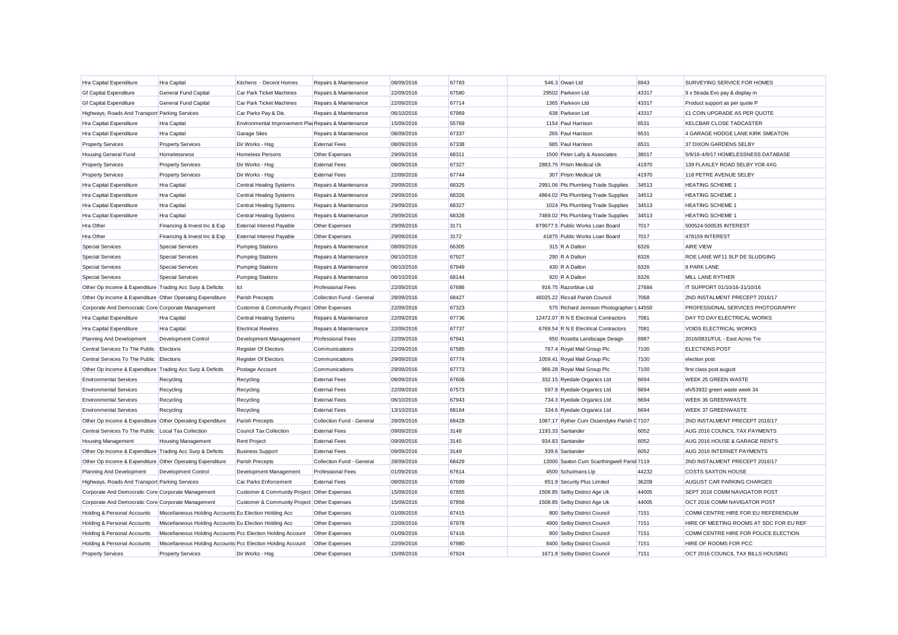| | | | | | | | | | |
|---|---|---|---|---|---|---|---|---|---|
| Hra Capital Expenditure | Hra Capital | Kitchens - Decent Homes | Repairs & Maintenance | 08/09/2016 | 67783 | 546.3 | Owan Ltd | 6943 | SURVEYING SERVICE FOR HOMES |
| Gf Capital Expenditure | General Fund Capital | Car Park Ticket Machines | Repairs & Maintenance | 22/09/2016 | 67580 | 29502 | Parkeon Ltd | 43317 | 9 x Strada Evo pay & display m |
| Gf Capital Expenditure | General Fund Capital | Car Park Ticket Machines | Repairs & Maintenance | 22/09/2016 | 67714 | 1365 | Parkeon Ltd | 43317 | Product support as per quote P |
| Highways, Roads And Transport | Parking Services | Car Parks Pay & Dis. | Repairs & Maintenance | 06/10/2016 | 67969 | 638 | Parkeon Ltd | 43317 | £1 COIN UPGRADE AS PER QUOTE |
| Hra Capital Expenditure | Hra Capital | Environmental Improvement Plan | Repairs & Maintenance | 15/09/2016 | 55769 | 1154 | Paul Harrison | 6531 | KELCBAR CLOSE TADCASTER |
| Hra Capital Expenditure | Hra Capital | Garage Sites | Repairs & Maintenance | 08/09/2016 | 67337 | 265 | Paul Harrison | 6531 | 4 GARAGE HODGE LANE KIRK SMEATON |
| Property Services | Property Services | Dir Works - Hsg | External Fees | 08/09/2016 | 67338 | 685 | Paul Harrison | 6531 | 37 DIXON GARDENS SELBY |
| Housing General Fund | Homelessness | Homeless Persons | Other Expenses | 29/09/2016 | 68311 | 1500 | Peter Lally & Associates | 38017 | 5/9/16-4/9/17 HOMELESSNESS DATABASE |
| Property Services | Property Services | Dir Works - Hsg | External Fees | 08/09/2016 | 67327 | 2883.75 | Prism Medical Uk | 41970 | 139 FLAXLEY ROAD SELBY YO8 4XG |
| Property Services | Property Services | Dir Works - Hsg | External Fees | 22/09/2016 | 67744 | 307 | Prism Medical Uk | 41970 | 118 PETRE AVENUE SELBY |
| Hra Capital Expenditure | Hra Capital | Central Heating Systems | Repairs & Maintenance | 29/09/2016 | 68325 | 2991.06 | Pts Plumbing Trade Supplies | 34513 | HEATING SCHEME 1 |
| Hra Capital Expenditure | Hra Capital | Central Heating Systems | Repairs & Maintenance | 29/09/2016 | 68326 | 4864.02 | Pts Plumbing Trade Supplies | 34513 | HEATING SCHEME 1 |
| Hra Capital Expenditure | Hra Capital | Central Heating Systems | Repairs & Maintenance | 29/09/2016 | 68327 | 1024 | Pts Plumbing Trade Supplies | 34513 | HEATING SCHEME 1 |
| Hra Capital Expenditure | Hra Capital | Central Heating Systems | Repairs & Maintenance | 29/09/2016 | 68328 | 7469.02 | Pts Plumbing Trade Supplies | 34513 | HEATING SCHEME 1 |
| Hra Other | Financing & Invest Inc & Exp | External Interest Payable | Other Expenses | 29/09/2016 | 3171 | 879077.5 | Public Works Loan Board | 7017 | 500524-500535 INTEREST |
| Hra Other | Financing & Invest Inc & Exp | External Interest Payable | Other Expenses | 29/09/2016 | 3172 | 41875 | Public Works Loan Board | 7017 | 478159 INTEREST |
| Special Services | Special Services | Pumping Stations | Repairs & Maintenance | 08/09/2016 | 66305 | 315 | R A Dalton | 6326 | AIRE VIEW |
| Special Services | Special Services | Pumping Stations | Repairs & Maintenance | 06/10/2016 | 67927 | 290 | R A Dalton | 6326 | ROE LANE WF11 9LP DE SLUDGING |
| Special Services | Special Services | Pumping Stations | Repairs & Maintenance | 06/10/2016 | 67949 | 430 | R A Dalton | 6326 | 8 PARK LANE |
| Special Services | Special Services | Pumping Stations | Repairs & Maintenance | 06/10/2016 | 68144 | 920 | R A Dalton | 6326 | MILL LANE RYTHER |
| Other Op Income & Expenditure | Trading Acc Surp & Deficits | Ict | Professional Fees | 22/09/2016 | 67686 | 916.75 | Razorblue Ltd | 27684 | IT SUPPORT 01/10/16-31/10/16 |
| Other Op Income & Expenditure | Other Operating Expenditure | Parish Precepts | Collection Fund - General | 28/09/2016 | 68427 | 46025.22 | Riccall Parish Council | 7068 | 2ND INSTALMENT PRECEPT 2016/17 |
| Corporate And Democratic Core | Corporate Management | Customer & Community Project | Other Expenses | 22/09/2016 | 67323 | 575 | Richard Jemison Photographer L | 44550 | PROFESSIONAL SERVICES PHOTOGRAPHY |
| Hra Capital Expenditure | Hra Capital | Central Heating Systems | Repairs & Maintenance | 22/09/2016 | 67736 | 12472.07 | R N E Electrical Contractors | 7081 | DAY TO DAY ELECTRICAL WORKS |
| Hra Capital Expenditure | Hra Capital | Electrical Rewires | Repairs & Maintenance | 22/09/2016 | 67737 | 6769.54 | R N E Electrical Contractors | 7081 | VOIDS ELECTRICAL WORKS |
| Planning And Development | Development Control | Development Management | Professional Fees | 22/09/2016 | 67941 | 650 | Rosetta Landscape Design | 6987 | 2016/0831/FUL - East Acres Tre |
| Central Services To The Public | Elections | Register Of Electors | Communications | 22/09/2016 | 67585 | 767.4 | Royal Mail Group Plc | 7100 | ELECTIONS POST |
| Central Services To The Public | Elections | Register Of Electors | Communications | 29/09/2016 | 67774 | 1059.41 | Royal Mail Group Plc | 7100 | election post |
| Other Op Income & Expenditure | Trading Acc Surp & Deficits | Postage Account | Communications | 29/09/2016 | 67773 | 966.28 | Royal Mail Group Plc | 7100 | first class post august |
| Environmental Services | Recycling | Recycling | External Fees | 08/09/2016 | 67606 | 332.15 | Ryedale Organics Ltd | 6694 | WEEK 25 GREEN WASTE |
| Environmental Services | Recycling | Recycling | External Fees | 22/09/2016 | 67573 | 597.8 | Ryedale Organics Ltd | 6694 | eh/53932 green waste week 34 |
| Environmental Services | Recycling | Recycling | External Fees | 06/10/2016 | 67943 | 734.3 | Ryedale Organics Ltd | 6694 | WEEK 36 GREENWASTE |
| Environmental Services | Recycling | Recycling | External Fees | 13/10/2016 | 68164 | 334.6 | Ryedale Organics Ltd | 6694 | WEEK 37 GREENWASTE |
| Other Op Income & Expenditure | Other Operating Expenditure | Parish Precepts | Collection Fund - General | 28/09/2016 | 68428 | 1087.17 | Ryther Cum Ossendyke Parish C | 7107 | 2ND INSTALMENT PRECEPT 2016/17 |
| Central Services To The Public | Local Tax Collection | Council Tax Collection | External Fees | 09/09/2016 | 3148 | 1193.33 | Santander | 6052 | AUG 2016 COUNCIL TAX PAYMENTS |
| Housing Management | Housing Management | Rent Project | External Fees | 09/09/2016 | 3145 | 934.83 | Santander | 6052 | AUG 2016 HOUSE & GARAGE RENTS |
| Other Op Income & Expenditure | Trading Acc Surp & Deficits | Business Support | External Fees | 09/09/2016 | 3149 | 339.6 | Santander | 6052 | AUG 2016 INTERNET PAYMENTS |
| Other Op Income & Expenditure | Other Operating Expenditure | Parish Precepts | Collection Fund - General | 28/09/2016 | 68429 | 12000 | Saxton Cum Scarthingwell Parish | 7119 | 2ND INSTALMENT PRECEPT 2016/17 |
| Planning And Development | Development Control | Development Management | Professional Fees | 01/09/2016 | 67614 | 4500 | Schulmans Llp | 44232 | COSTS SAXTON HOUSE |
| Highways, Roads And Transport | Parking Services | Car Parks Enforcement | External Fees | 08/09/2016 | 67699 | 651.9 | Security Plus Limited | 36209 | AUGUST CAR PARKING CHARGES |
| Corporate And Democratic Core | Corporate Management | Customer & Community Project | Other Expenses | 15/09/2016 | 67855 | 1508.85 | Selby District Age Uk | 44005 | SEPT 2016 COMM NAVIGATOR POST |
| Corporate And Democratic Core | Corporate Management | Customer & Community Project | Other Expenses | 15/09/2016 | 67856 | 1508.85 | Selby District Age Uk | 44005 | OCT 2016 COMM NAVIGATOR POST |
| Holding & Personal Accounts | Miscellaneous Holding Accounts | Eu Election Holding Acc | Other Expenses | 01/09/2016 | 67415 | 800 | Selby District Council | 7151 | COMM CENTRE HIRE FOR EU REFERENDUM |
| Holding & Personal Accounts | Miscellaneous Holding Accounts | Eu Election Holding Acc | Other Expenses | 22/09/2016 | 67978 | 4900 | Selby District Council | 7151 | HIRE OF MEETING ROOMS AT SDC FOR EU REF |
| Holding & Personal Accounts | Miscellaneous Holding Accounts | Pcc Election Holding Account | Other Expenses | 01/09/2016 | 67416 | 800 | Selby District Council | 7151 | COMM CENTRE HIRE FOR POLICE ELECTION |
| Holding & Personal Accounts | Miscellaneous Holding Accounts | Pcc Election Holding Account | Other Expenses | 22/09/2016 | 67980 | 8400 | Selby District Council | 7151 | HIRE OF ROOMS FOR PCC |
| Property Services | Property Services | Dir Works - Hsg | Other Expenses | 15/09/2016 | 67924 | 1671.8 | Selby District Council | 7151 | OCT 2016 COUNCIL TAX BILLS HOUSING |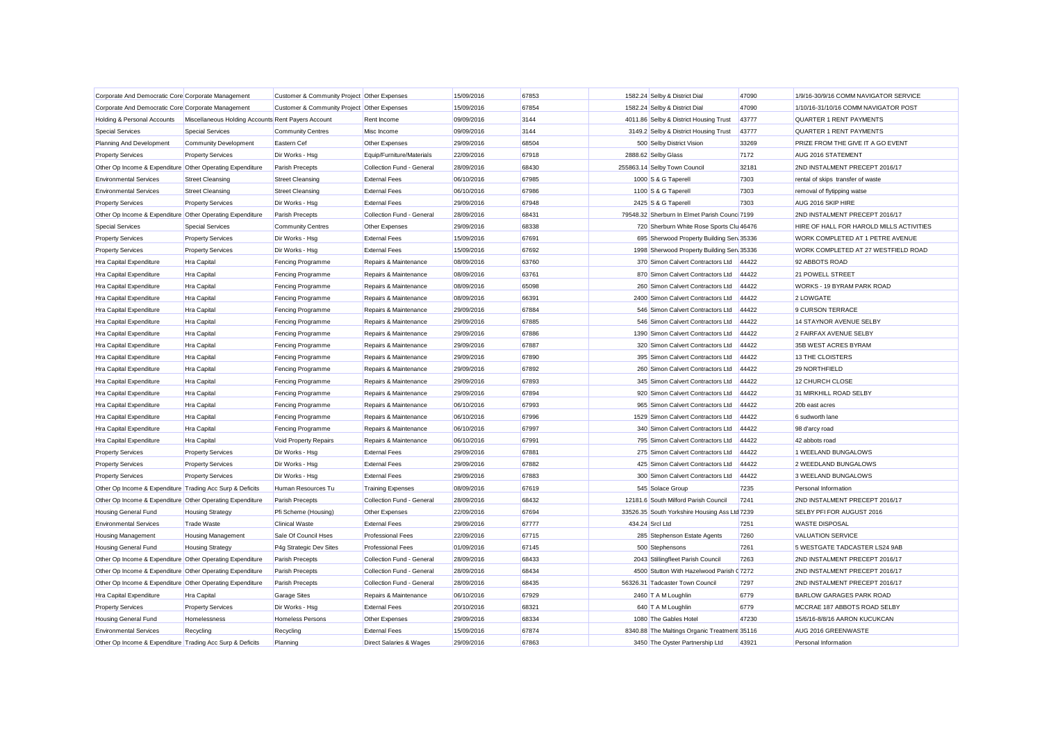| | | | | | | | | | |
|---|---|---|---|---|---|---|---|---|---|
| Corporate And Democratic Core | Corporate Management | Customer & Community Project | Other Expenses | 15/09/2016 | 67853 | 1582.24 | Selby & District Dial | 47090 | 1/9/16-30/9/16 COMM NAVIGATOR SERVICE |
| Corporate And Democratic Core | Corporate Management | Customer & Community Project | Other Expenses | 15/09/2016 | 67854 | 1582.24 | Selby & District Dial | 47090 | 1/10/16-31/10/16 COMM NAVIGATOR POST |
| Holding & Personal Accounts | Miscellaneous Holding Accounts | Rent Payers Account | Rent Income | 09/09/2016 | 3144 | 4011.86 | Selby & District Housing Trust | 43777 | QUARTER 1 RENT PAYMENTS |
| Special Services | Special Services | Community Centres | Misc Income | 09/09/2016 | 3144 | 3149.2 | Selby & District Housing Trust | 43777 | QUARTER 1 RENT PAYMENTS |
| Planning And Development | Community Development | Eastern Cef | Other Expenses | 29/09/2016 | 68504 | 500 | Selby District Vision | 33269 | PRIZE FROM THE GIVE IT A GO EVENT |
| Property Services | Property Services | Dir Works - Hsg | Equip/Furniture/Materials | 22/09/2016 | 67918 | 2888.62 | Selby Glass | 7172 | AUG 2016 STATEMENT |
| Other Op Income & Expenditure | Other Operating Expenditure | Parish Precepts | Collection Fund - General | 28/09/2016 | 68430 | 255863.14 | Selby Town Council | 32181 | 2ND INSTALMENT PRECEPT 2016/17 |
| Environmental Services | Street Cleansing | Street Cleansing | External Fees | 06/10/2016 | 67985 | 1000 | S & G Taperell | 7303 | rental of skips transfer of waste |
| Environmental Services | Street Cleansing | Street Cleansing | External Fees | 06/10/2016 | 67986 | 1100 | S & G Taperell | 7303 | removal of flytipping watse |
| Property Services | Property Services | Dir Works - Hsg | External Fees | 29/09/2016 | 67948 | 2425 | S & G Taperell | 7303 | AUG 2016 SKIP HIRE |
| Other Op Income & Expenditure | Other Operating Expenditure | Parish Precepts | Collection Fund - General | 28/09/2016 | 68431 | 79548.32 | Sherburn In Elmet Parish Council | 7199 | 2ND INSTALMENT PRECEPT 2016/17 |
| Special Services | Special Services | Community Centres | Other Expenses | 29/09/2016 | 68338 | 720 | Sherburn White Rose Sports Clu | 46476 | HIRE OF HALL FOR HAROLD MILLS ACTIVITIES |
| Property Services | Property Services | Dir Works - Hsg | External Fees | 15/09/2016 | 67691 | 695 | Sherwood Property Building Serv | 35336 | WORK COMPLETED AT 1 PETRE AVENUE |
| Property Services | Property Services | Dir Works - Hsg | External Fees | 15/09/2016 | 67692 | 1998 | Sherwood Property Building Serv | 35336 | WORK COMPLETED AT 27 WESTFIELD ROAD |
| Hra Capital Expenditure | Hra Capital | Fencing Programme | Repairs & Maintenance | 08/09/2016 | 63760 | 370 | Simon Calvert Contractors Ltd | 44422 | 92 ABBOTS ROAD |
| Hra Capital Expenditure | Hra Capital | Fencing Programme | Repairs & Maintenance | 08/09/2016 | 63761 | 870 | Simon Calvert Contractors Ltd | 44422 | 21 POWELL STREET |
| Hra Capital Expenditure | Hra Capital | Fencing Programme | Repairs & Maintenance | 08/09/2016 | 65098 | 260 | Simon Calvert Contractors Ltd | 44422 | WORKS - 19 BYRAM PARK ROAD |
| Hra Capital Expenditure | Hra Capital | Fencing Programme | Repairs & Maintenance | 08/09/2016 | 66391 | 2400 | Simon Calvert Contractors Ltd | 44422 | 2 LOWGATE |
| Hra Capital Expenditure | Hra Capital | Fencing Programme | Repairs & Maintenance | 29/09/2016 | 67884 | 546 | Simon Calvert Contractors Ltd | 44422 | 9 CURSON TERRACE |
| Hra Capital Expenditure | Hra Capital | Fencing Programme | Repairs & Maintenance | 29/09/2016 | 67885 | 546 | Simon Calvert Contractors Ltd | 44422 | 14 STAYNOR AVENUE SELBY |
| Hra Capital Expenditure | Hra Capital | Fencing Programme | Repairs & Maintenance | 29/09/2016 | 67886 | 1390 | Simon Calvert Contractors Ltd | 44422 | 2 FAIRFAX AVENUE SELBY |
| Hra Capital Expenditure | Hra Capital | Fencing Programme | Repairs & Maintenance | 29/09/2016 | 67887 | 320 | Simon Calvert Contractors Ltd | 44422 | 35B WEST ACRES BYRAM |
| Hra Capital Expenditure | Hra Capital | Fencing Programme | Repairs & Maintenance | 29/09/2016 | 67890 | 395 | Simon Calvert Contractors Ltd | 44422 | 13 THE CLOISTERS |
| Hra Capital Expenditure | Hra Capital | Fencing Programme | Repairs & Maintenance | 29/09/2016 | 67892 | 260 | Simon Calvert Contractors Ltd | 44422 | 29 NORTHFIELD |
| Hra Capital Expenditure | Hra Capital | Fencing Programme | Repairs & Maintenance | 29/09/2016 | 67893 | 345 | Simon Calvert Contractors Ltd | 44422 | 12 CHURCH CLOSE |
| Hra Capital Expenditure | Hra Capital | Fencing Programme | Repairs & Maintenance | 29/09/2016 | 67894 | 920 | Simon Calvert Contractors Ltd | 44422 | 31 MIRKHILL ROAD SELBY |
| Hra Capital Expenditure | Hra Capital | Fencing Programme | Repairs & Maintenance | 06/10/2016 | 67993 | 965 | Simon Calvert Contractors Ltd | 44422 | 20b east acres |
| Hra Capital Expenditure | Hra Capital | Fencing Programme | Repairs & Maintenance | 06/10/2016 | 67996 | 1529 | Simon Calvert Contractors Ltd | 44422 | 6 sudworth lane |
| Hra Capital Expenditure | Hra Capital | Fencing Programme | Repairs & Maintenance | 06/10/2016 | 67997 | 340 | Simon Calvert Contractors Ltd | 44422 | 98 d'arcy road |
| Hra Capital Expenditure | Hra Capital | Void Property Repairs | Repairs & Maintenance | 06/10/2016 | 67991 | 795 | Simon Calvert Contractors Ltd | 44422 | 42 abbots road |
| Property Services | Property Services | Dir Works - Hsg | External Fees | 29/09/2016 | 67881 | 275 | Simon Calvert Contractors Ltd | 44422 | 1 WEELAND BUNGALOWS |
| Property Services | Property Services | Dir Works - Hsg | External Fees | 29/09/2016 | 67882 | 425 | Simon Calvert Contractors Ltd | 44422 | 2 WEEDLAND BUNGALOWS |
| Property Services | Property Services | Dir Works - Hsg | External Fees | 29/09/2016 | 67883 | 300 | Simon Calvert Contractors Ltd | 44422 | 3 WEELAND BUNGALOWS |
| Other Op Income & Expenditure | Trading Acc Surp & Deficits | Human Resources Tu | Training Expenses | 08/09/2016 | 67619 | 545 | Solace Group | 7235 | Personal Information |
| Other Op Income & Expenditure | Other Operating Expenditure | Parish Precepts | Collection Fund - General | 28/09/2016 | 68432 | 12181.6 | South Milford Parish Council | 7241 | 2ND INSTALMENT PRECEPT 2016/17 |
| Housing General Fund | Housing Strategy | Pfi Scheme (Housing) | Other Expenses | 22/09/2016 | 67694 | 33526.35 | South Yorkshire Housing Ass Ltd | 7239 | SELBY PFI FOR AUGUST 2016 |
| Environmental Services | Trade Waste | Clinical Waste | External Fees | 29/09/2016 | 67777 | 434.24 | Srcl Ltd | 7251 | WASTE DISPOSAL |
| Housing Management | Housing Management | Sale Of Council Hses | Professional Fees | 22/09/2016 | 67715 | 285 | Stephenson Estate Agents | 7260 | VALUATION SERVICE |
| Housing General Fund | Housing Strategy | P4g Strategic Dev Sites | Professional Fees | 01/09/2016 | 67145 | 500 | Stephensons | 7261 | 5 WESTGATE TADCASTER LS24 9AB |
| Other Op Income & Expenditure | Other Operating Expenditure | Parish Precepts | Collection Fund - General | 28/09/2016 | 68433 | 2043 | Stillingfleet Parish Council | 7263 | 2ND INSTALMENT PRECEPT 2016/17 |
| Other Op Income & Expenditure | Other Operating Expenditure | Parish Precepts | Collection Fund - General | 28/09/2016 | 68434 | 4500 | Stutton With Hazelwood Parish C | 7272 | 2ND INSTALMENT PRECEPT 2016/17 |
| Other Op Income & Expenditure | Other Operating Expenditure | Parish Precepts | Collection Fund - General | 28/09/2016 | 68435 | 56326.31 | Tadcaster Town Council | 7297 | 2ND INSTALMENT PRECEPT 2016/17 |
| Hra Capital Expenditure | Hra Capital | Garage Sites | Repairs & Maintenance | 06/10/2016 | 67929 | 2460 | T A M Loughlin | 6779 | BARLOW GARAGES PARK ROAD |
| Property Services | Property Services | Dir Works - Hsg | External Fees | 20/10/2016 | 68321 | 640 | T A M Loughlin | 6779 | MCCRAE 187 ABBOTS ROAD SELBY |
| Housing General Fund | Homelessness | Homeless Persons | Other Expenses | 29/09/2016 | 68334 | 1080 | The Gables Hotel | 47230 | 15/6/16-8/8/16 AARON KUCUKCAN |
| Environmental Services | Recycling | Recycling | External Fees | 15/09/2016 | 67874 | 8340.88 | The Maltings Organic Treatment | 35116 | AUG 2016 GREENWASTE |
| Other Op Income & Expenditure | Trading Acc Surp & Deficits | Planning | Direct Salaries & Wages | 29/09/2016 | 67863 | 3450 | The Oyster Partnership Ltd | 43921 | Personal Information |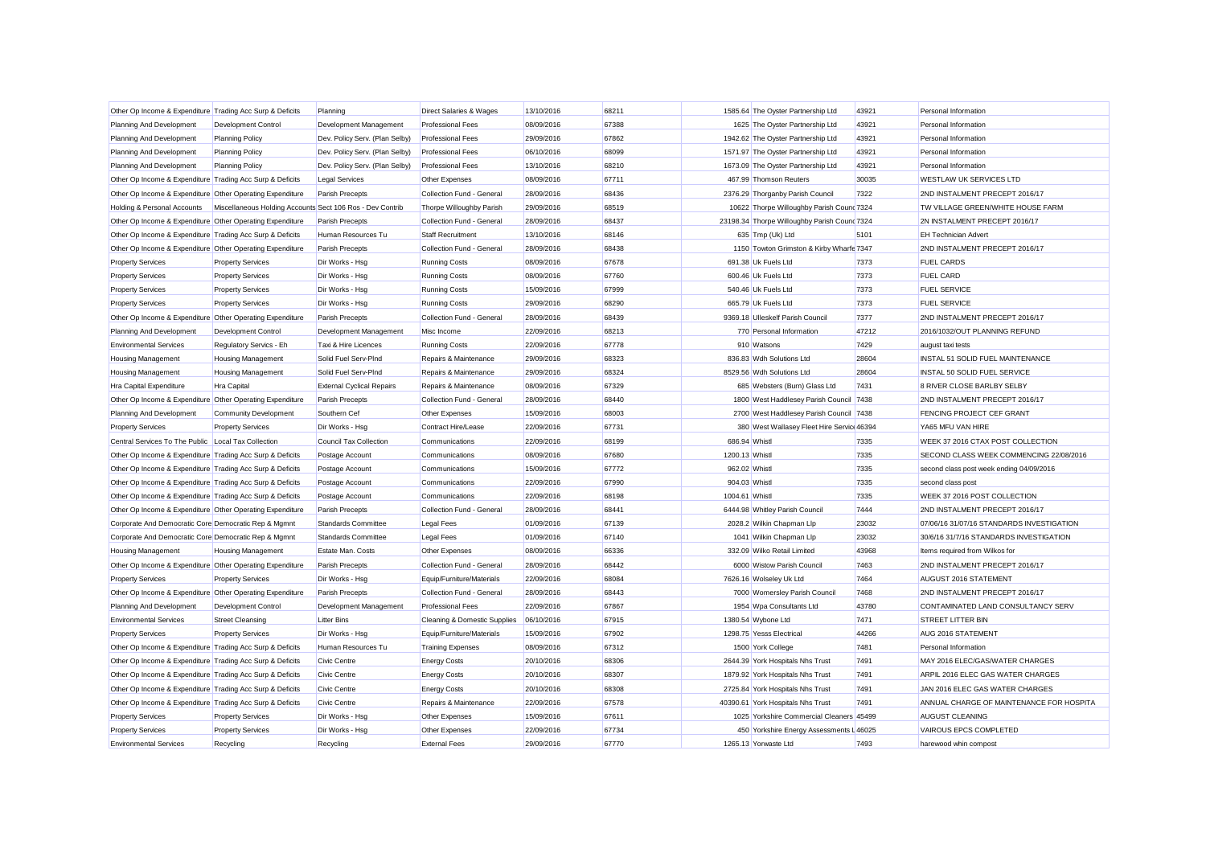| | | | | | | | | | |
|---|---|---|---|---|---|---|---|---|---|
| Other Op Income & Expenditure | Trading Acc Surp & Deficits | Planning | Direct Salaries & Wages | 13/10/2016 | 68211 | 1585.64 | The Oyster Partnership Ltd | 43921 | Personal Information |
| Planning And Development | Development Control | Development Management | Professional Fees | 08/09/2016 | 67388 | 1625 | The Oyster Partnership Ltd | 43921 | Personal Information |
| Planning And Development | Planning Policy | Dev. Policy Serv. (Plan Selby) | Professional Fees | 29/09/2016 | 67862 | 1942.62 | The Oyster Partnership Ltd | 43921 | Personal Information |
| Planning And Development | Planning Policy | Dev. Policy Serv. (Plan Selby) | Professional Fees | 06/10/2016 | 68099 | 1571.97 | The Oyster Partnership Ltd | 43921 | Personal Information |
| Planning And Development | Planning Policy | Dev. Policy Serv. (Plan Selby) | Professional Fees | 13/10/2016 | 68210 | 1673.09 | The Oyster Partnership Ltd | 43921 | Personal Information |
| Other Op Income & Expenditure | Trading Acc Surp & Deficits | Legal Services | Other Expenses | 08/09/2016 | 67711 | 467.99 | Thomson Reuters | 30035 | WESTLAW UK SERVICES LTD |
| Other Op Income & Expenditure | Other Operating Expenditure | Parish Precepts | Collection Fund - General | 28/09/2016 | 68436 | 2376.29 | Thorganby Parish Council | 7322 | 2ND INSTALMENT PRECEPT 2016/17 |
| Holding & Personal Accounts | Miscellaneous Holding Accounts | Sect 106 Ros - Dev Contrib | Thorpe Willoughby Parish | 29/09/2016 | 68519 | 10622 | Thorpe Willoughby Parish Counc | 7324 | TW VILLAGE GREEN/WHITE HOUSE FARM |
| Other Op Income & Expenditure | Other Operating Expenditure | Parish Precepts | Collection Fund - General | 28/09/2016 | 68437 | 23198.34 | Thorpe Willoughby Parish Counc | 7324 | 2N INSTALMENT PRECEPT 2016/17 |
| Other Op Income & Expenditure | Trading Acc Surp & Deficits | Human Resources Tu | Staff Recruitment | 13/10/2016 | 68146 | 635 | Tmp (Uk) Ltd | 5101 | EH Technician Advert |
| Other Op Income & Expenditure | Other Operating Expenditure | Parish Precepts | Collection Fund - General | 28/09/2016 | 68438 | 1150 | Towton Grimston & Kirby Wharfe | 7347 | 2ND INSTALMENT PRECEPT 2016/17 |
| Property Services | Property Services | Dir Works - Hsg | Running Costs | 08/09/2016 | 67678 | 691.38 | Uk Fuels Ltd | 7373 | FUEL CARDS |
| Property Services | Property Services | Dir Works - Hsg | Running Costs | 08/09/2016 | 67760 | 600.46 | Uk Fuels Ltd | 7373 | FUEL CARD |
| Property Services | Property Services | Dir Works - Hsg | Running Costs | 15/09/2016 | 67999 | 540.46 | Uk Fuels Ltd | 7373 | FUEL SERVICE |
| Property Services | Property Services | Dir Works - Hsg | Running Costs | 29/09/2016 | 68290 | 665.79 | Uk Fuels Ltd | 7373 | FUEL SERVICE |
| Other Op Income & Expenditure | Other Operating Expenditure | Parish Precepts | Collection Fund - General | 28/09/2016 | 68439 | 9369.18 | Ulleskelf Parish Council | 7377 | 2ND INSTALMENT PRECEPT 2016/17 |
| Planning And Development | Development Control | Development Management | Misc Income | 22/09/2016 | 68213 | 770 | Personal Information | 47212 | 2016/1032/OUT PLANNING REFUND |
| Environmental Services | Regulatory Servics - Eh | Taxi & Hire Licences | Running Costs | 22/09/2016 | 67778 | 910 | Watsons | 7429 | august taxi tests |
| Housing Management | Housing Management | Solid Fuel Serv-Plnd | Repairs & Maintenance | 29/09/2016 | 68323 | 836.83 | Wdh Solutions Ltd | 28604 | INSTAL 51 SOLID FUEL MAINTENANCE |
| Housing Management | Housing Management | Solid Fuel Serv-Plnd | Repairs & Maintenance | 29/09/2016 | 68324 | 8529.56 | Wdh Solutions Ltd | 28604 | INSTAL 50 SOLID FUEL SERVICE |
| Hra Capital Expenditure | Hra Capital | External Cyclical Repairs | Repairs & Maintenance | 08/09/2016 | 67329 | 685 | Websters (Burn) Glass Ltd | 7431 | 8 RIVER CLOSE BARLBY SELBY |
| Other Op Income & Expenditure | Other Operating Expenditure | Parish Precepts | Collection Fund - General | 28/09/2016 | 68440 | 1800 | West Haddlesey Parish Council | 7438 | 2ND INSTALMENT PRECEPT 2016/17 |
| Planning And Development | Community Development | Southern Cef | Other Expenses | 15/09/2016 | 68003 | 2700 | West Haddlesey Parish Council | 7438 | FENCING PROJECT CEF GRANT |
| Property Services | Property Services | Dir Works - Hsg | Contract Hire/Lease | 22/09/2016 | 67731 | 380 | West Wallasey Fleet Hire Servic | 46394 | YA65 MFU VAN HIRE |
| Central Services To The Public | Local Tax Collection | Council Tax Collection | Communications | 22/09/2016 | 68199 | 686.94 | Whistl | 7335 | WEEK 37 2016 CTAX POST COLLECTION |
| Other Op Income & Expenditure | Trading Acc Surp & Deficits | Postage Account | Communications | 08/09/2016 | 67680 | 1200.13 | Whistl | 7335 | SECOND CLASS WEEK COMMENCING 22/08/2016 |
| Other Op Income & Expenditure | Trading Acc Surp & Deficits | Postage Account | Communications | 15/09/2016 | 67772 | 962.02 | Whistl | 7335 | second class post week ending 04/09/2016 |
| Other Op Income & Expenditure | Trading Acc Surp & Deficits | Postage Account | Communications | 22/09/2016 | 67990 | 904.03 | Whistl | 7335 | second class post |
| Other Op Income & Expenditure | Trading Acc Surp & Deficits | Postage Account | Communications | 22/09/2016 | 68198 | 1004.61 | Whistl | 7335 | WEEK 37 2016 POST COLLECTION |
| Other Op Income & Expenditure | Other Operating Expenditure | Parish Precepts | Collection Fund - General | 28/09/2016 | 68441 | 6444.98 | Whitley Parish Council | 7444 | 2ND INSTALMENT PRECEPT 2016/17 |
| Corporate And Democratic Core | Democratic Rep & Mgmnt | Standards Committee | Legal Fees | 01/09/2016 | 67139 | 2028.2 | Wilkin Chapman Llp | 23032 | 07/06/16 31/07/16 STANDARDS INVESTIGATION |
| Corporate And Democratic Core | Democratic Rep & Mgmnt | Standards Committee | Legal Fees | 01/09/2016 | 67140 | 1041 | Wilkin Chapman Llp | 23032 | 30/6/16 31/7/16 STANDARDS INVESTIGATION |
| Housing Management | Housing Management | Estate Man. Costs | Other Expenses | 08/09/2016 | 66336 | 332.09 | Wilko Retail Limited | 43968 | Items required from Wilkos for |
| Other Op Income & Expenditure | Other Operating Expenditure | Parish Precepts | Collection Fund - General | 28/09/2016 | 68442 | 6000 | Wistow Parish Council | 7463 | 2ND INSTALMENT PRECEPT 2016/17 |
| Property Services | Property Services | Dir Works - Hsg | Equip/Furniture/Materials | 22/09/2016 | 68084 | 7626.16 | Wolseley Uk Ltd | 7464 | AUGUST 2016 STATEMENT |
| Other Op Income & Expenditure | Other Operating Expenditure | Parish Precepts | Collection Fund - General | 28/09/2016 | 68443 | 7000 | Womersley Parish Council | 7468 | 2ND INSTALMENT PRECEPT 2016/17 |
| Planning And Development | Development Control | Development Management | Professional Fees | 22/09/2016 | 67867 | 1954 | Wpa Consultants Ltd | 43780 | CONTAMINATED LAND CONSULTANCY SERV |
| Environmental Services | Street Cleansing | Litter Bins | Cleaning & Domestic Supplies | 06/10/2016 | 67915 | 1380.54 | Wybone Ltd | 7471 | STREET LITTER BIN |
| Property Services | Property Services | Dir Works - Hsg | Equip/Furniture/Materials | 15/09/2016 | 67902 | 1298.75 | Yesss Electrical | 44266 | AUG 2016 STATEMENT |
| Other Op Income & Expenditure | Trading Acc Surp & Deficits | Human Resources Tu | Training Expenses | 08/09/2016 | 67312 | 1500 | York College | 7481 | Personal Information |
| Other Op Income & Expenditure | Trading Acc Surp & Deficits | Civic Centre | Energy Costs | 20/10/2016 | 68306 | 2644.39 | York Hospitals Nhs Trust | 7491 | MAY 2016 ELEC/GAS/WATER CHARGES |
| Other Op Income & Expenditure | Trading Acc Surp & Deficits | Civic Centre | Energy Costs | 20/10/2016 | 68307 | 1879.92 | York Hospitals Nhs Trust | 7491 | ARPIL 2016 ELEC GAS WATER CHARGES |
| Other Op Income & Expenditure | Trading Acc Surp & Deficits | Civic Centre | Energy Costs | 20/10/2016 | 68308 | 2725.84 | York Hospitals Nhs Trust | 7491 | JAN 2016 ELEC GAS WATER CHARGES |
| Other Op Income & Expenditure | Trading Acc Surp & Deficits | Civic Centre | Repairs & Maintenance | 22/09/2016 | 67578 | 40390.61 | York Hospitals Nhs Trust | 7491 | ANNUAL CHARGE OF MAINTENANCE FOR HOSPITA |
| Property Services | Property Services | Dir Works - Hsg | Other Expenses | 15/09/2016 | 67611 | 1025 | Yorkshire Commercial Cleaners | 45499 | AUGUST CLEANING |
| Property Services | Property Services | Dir Works - Hsg | Other Expenses | 22/09/2016 | 67734 | 450 | Yorkshire Energy Assessments L | 46025 | VAIROUS EPCS COMPLETED |
| Environmental Services | Recycling | Recycling | External Fees | 29/09/2016 | 67770 | 1265.13 | Yorwaste Ltd | 7493 | harewood whin compost |